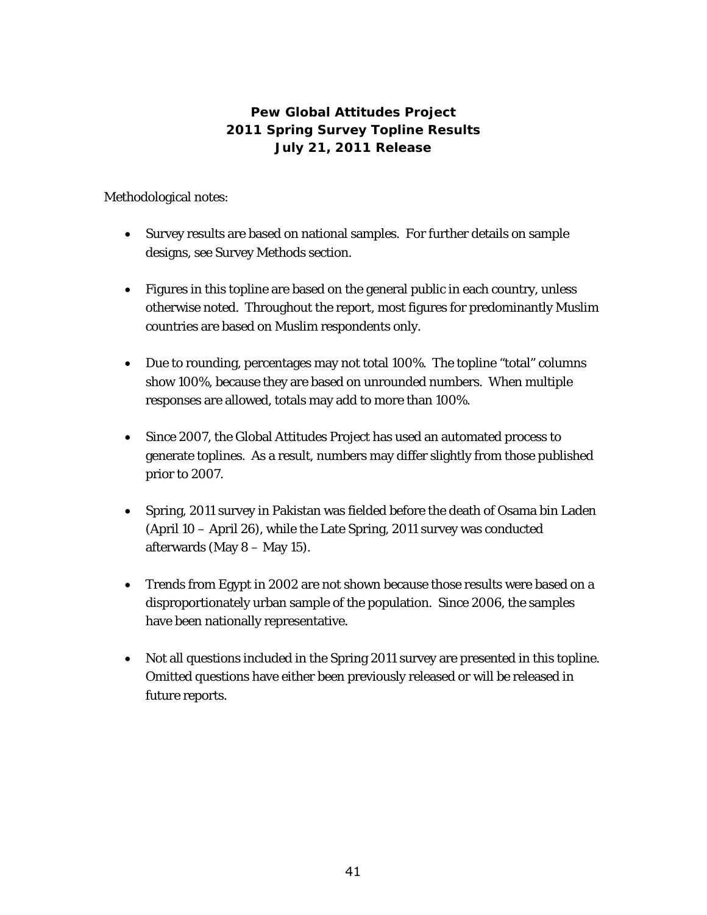# Pew Global Attitudes Project
## 2011 Spring Survey Topline Results
### July 21, 2011 Release

Methodological notes:

- Survey results are based on national samples. For further details on sample designs, see Survey Methods section.

- Figures in this topline are based on the general public in each country, unless otherwise noted. Throughout the report, most figures for predominantly Muslim countries are based on Muslim respondents only.

- Due to rounding, percentages may not total 100%. The topline "total" columns show 100%, because they are based on unrounded numbers. When multiple responses are allowed, totals may add to more than 100%.

- Since 2007, the Global Attitudes Project has used an automated process to generate toplines. As a result, numbers may differ slightly from those published prior to 2007.

- Spring, 2011 survey in Pakistan was fielded before the death of Osama bin Laden (April 10 – April 26), while the Late Spring, 2011 survey was conducted afterwards (May 8 – May 15).

- Trends from Egypt in 2002 are not shown because those results were based on a disproportionately urban sample of the population. Since 2006, the samples have been nationally representative.

- Not all questions included in the Spring 2011 survey are presented in this topline. Omitted questions have either been previously released or will be released in future reports.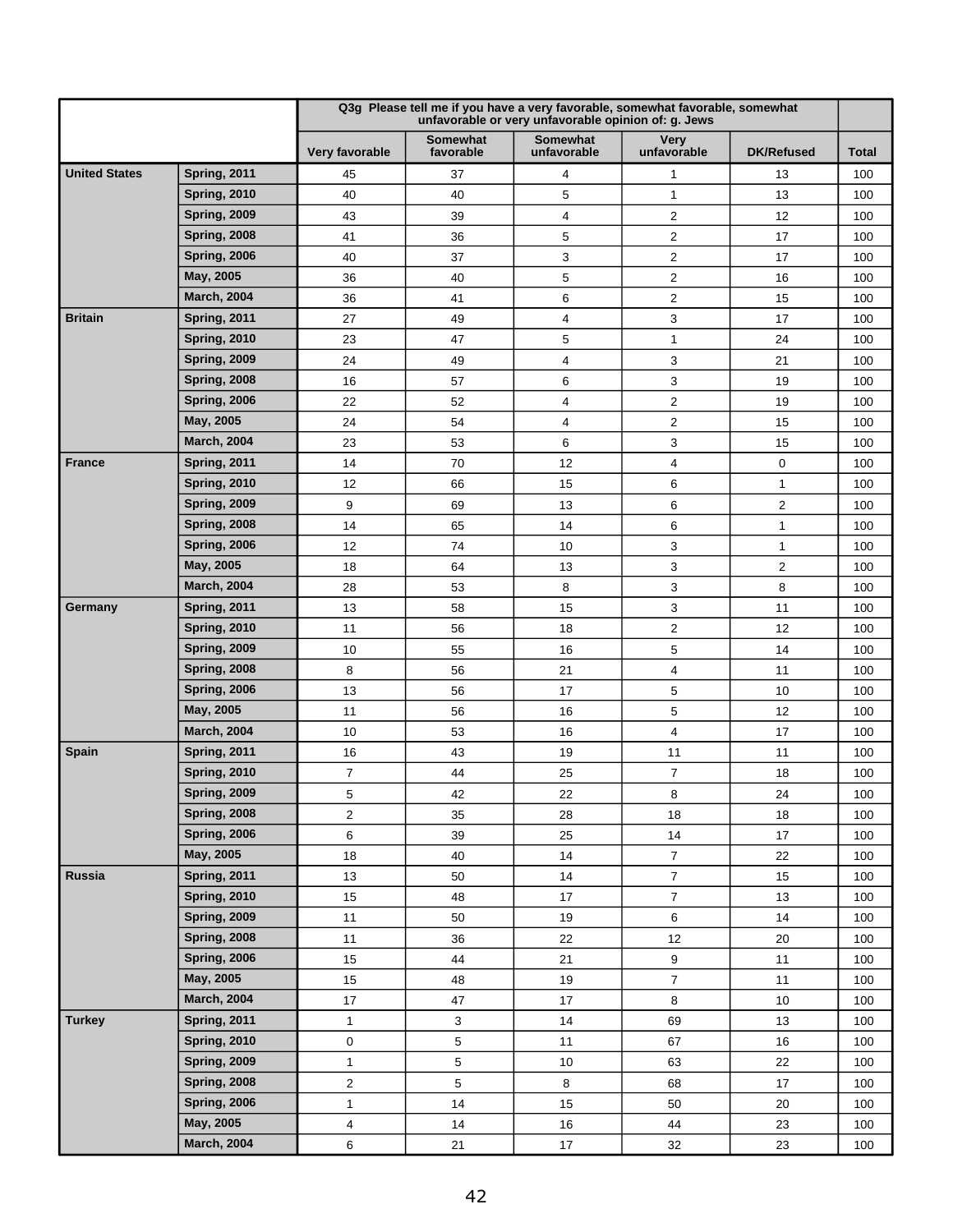| | | Q3g Please tell me if you have a very favorable, somewhat favorable, somewhat unfavorable or very unfavorable opinion of: g. Jews | | | | | |
|---|---|---|---|---|---|---|---|
| | | Very favorable | Somewhat favorable | Somewhat unfavorable | Very unfavorable | DK/Refused | Total |
| **United States** | **Spring, 2011** | 45 | 37 | 4 | 1 | 13 | 100 |
| | **Spring, 2010** | 40 | 40 | 5 | 1 | 13 | 100 |
| | **Spring, 2009** | 43 | 39 | 4 | 2 | 12 | 100 |
| | **Spring, 2008** | 41 | 36 | 5 | 2 | 17 | 100 |
| | **Spring, 2006** | 40 | 37 | 3 | 2 | 17 | 100 |
| | **May, 2005** | 36 | 40 | 5 | 2 | 16 | 100 |
| | **March, 2004** | 36 | 41 | 6 | 2 | 15 | 100 |
| **Britain** | **Spring, 2011** | 27 | 49 | 4 | 3 | 17 | 100 |
| | **Spring, 2010** | 23 | 47 | 5 | 1 | 24 | 100 |
| | **Spring, 2009** | 24 | 49 | 4 | 3 | 21 | 100 |
| | **Spring, 2008** | 16 | 57 | 6 | 3 | 19 | 100 |
| | **Spring, 2006** | 22 | 52 | 4 | 2 | 19 | 100 |
| | **May, 2005** | 24 | 54 | 4 | 2 | 15 | 100 |
| | **March, 2004** | 23 | 53 | 6 | 3 | 15 | 100 |
| **France** | **Spring, 2011** | 14 | 70 | 12 | 4 | 0 | 100 |
| | **Spring, 2010** | 12 | 66 | 15 | 6 | 1 | 100 |
| | **Spring, 2009** | 9 | 69 | 13 | 6 | 2 | 100 |
| | **Spring, 2008** | 14 | 65 | 14 | 6 | 1 | 100 |
| | **Spring, 2006** | 12 | 74 | 10 | 3 | 1 | 100 |
| | **May, 2005** | 18 | 64 | 13 | 3 | 2 | 100 |
| | **March, 2004** | 28 | 53 | 8 | 3 | 8 | 100 |
| **Germany** | **Spring, 2011** | 13 | 58 | 15 | 3 | 11 | 100 |
| | **Spring, 2010** | 11 | 56 | 18 | 2 | 12 | 100 |
| | **Spring, 2009** | 10 | 55 | 16 | 5 | 14 | 100 |
| | **Spring, 2008** | 8 | 56 | 21 | 4 | 11 | 100 |
| | **Spring, 2006** | 13 | 56 | 17 | 5 | 10 | 100 |
| | **May, 2005** | 11 | 56 | 16 | 5 | 12 | 100 |
| | **March, 2004** | 10 | 53 | 16 | 4 | 17 | 100 |
| **Spain** | **Spring, 2011** | 16 | 43 | 19 | 11 | 11 | 100 |
| | **Spring, 2010** | 7 | 44 | 25 | 7 | 18 | 100 |
| | **Spring, 2009** | 5 | 42 | 22 | 8 | 24 | 100 |
| | **Spring, 2008** | 2 | 35 | 28 | 18 | 18 | 100 |
| | **Spring, 2006** | 6 | 39 | 25 | 14 | 17 | 100 |
| | **May, 2005** | 18 | 40 | 14 | 7 | 22 | 100 |
| **Russia** | **Spring, 2011** | 13 | 50 | 14 | 7 | 15 | 100 |
| | **Spring, 2010** | 15 | 48 | 17 | 7 | 13 | 100 |
| | **Spring, 2009** | 11 | 50 | 19 | 6 | 14 | 100 |
| | **Spring, 2008** | 11 | 36 | 22 | 12 | 20 | 100 |
| | **Spring, 2006** | 15 | 44 | 21 | 9 | 11 | 100 |
| | **May, 2005** | 15 | 48 | 19 | 7 | 11 | 100 |
| | **March, 2004** | 17 | 47 | 17 | 8 | 10 | 100 |
| **Turkey** | **Spring, 2011** | 1 | 3 | 14 | 69 | 13 | 100 |
| | **Spring, 2010** | 0 | 5 | 11 | 67 | 16 | 100 |
| | **Spring, 2009** | 1 | 5 | 10 | 63 | 22 | 100 |
| | **Spring, 2008** | 2 | 5 | 8 | 68 | 17 | 100 |
| | **Spring, 2006** | 1 | 14 | 15 | 50 | 20 | 100 |
| | **May, 2005** | 4 | 14 | 16 | 44 | 23 | 100 |
| | **March, 2004** | 6 | 21 | 17 | 32 | 23 | 100 |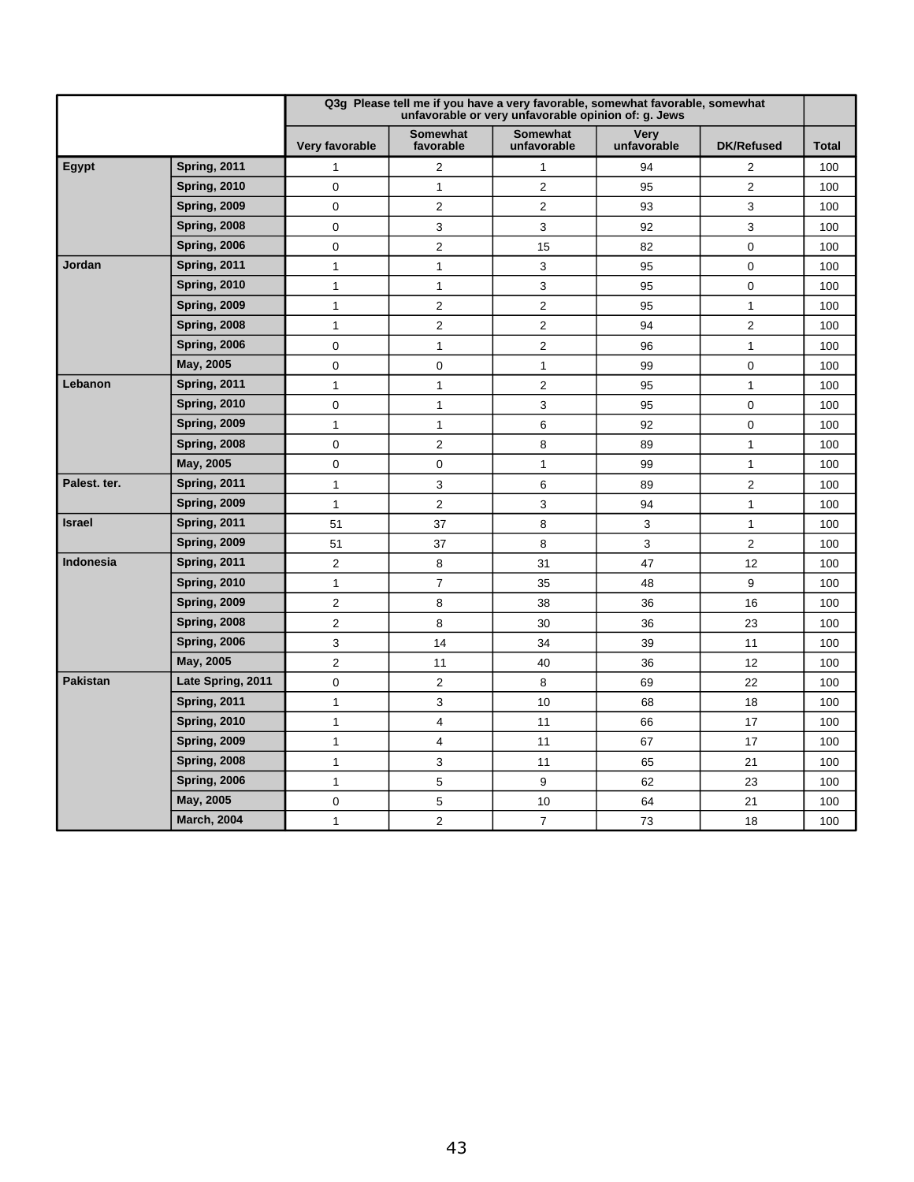| | | Q3g Please tell me if you have a very favorable, somewhat favorable, somewhat unfavorable or very unfavorable opinion of: g. Jews | | | | | |
|---|---|---|---|---|---|---|---|
| | | Very favorable | Somewhat favorable | Somewhat unfavorable | Very unfavorable | DK/Refused | Total |
| **Egypt** | **Spring, 2011** | 1 | 2 | 1 | 94 | 2 | 100 |
| | **Spring, 2010** | 0 | 1 | 2 | 95 | 2 | 100 |
| | **Spring, 2009** | 0 | 2 | 2 | 93 | 3 | 100 |
| | **Spring, 2008** | 0 | 3 | 3 | 92 | 3 | 100 |
| | **Spring, 2006** | 0 | 2 | 15 | 82 | 0 | 100 |
| **Jordan** | **Spring, 2011** | 1 | 1 | 3 | 95 | 0 | 100 |
| | **Spring, 2010** | 1 | 1 | 3 | 95 | 0 | 100 |
| | **Spring, 2009** | 1 | 2 | 2 | 95 | 1 | 100 |
| | **Spring, 2008** | 1 | 2 | 2 | 94 | 2 | 100 |
| | **Spring, 2006** | 0 | 1 | 2 | 96 | 1 | 100 |
| | **May, 2005** | 0 | 0 | 1 | 99 | 0 | 100 |
| **Lebanon** | **Spring, 2011** | 1 | 1 | 2 | 95 | 1 | 100 |
| | **Spring, 2010** | 0 | 1 | 3 | 95 | 0 | 100 |
| | **Spring, 2009** | 1 | 1 | 6 | 92 | 0 | 100 |
| | **Spring, 2008** | 0 | 2 | 8 | 89 | 1 | 100 |
| | **May, 2005** | 0 | 0 | 1 | 99 | 1 | 100 |
| **Palest. ter.** | **Spring, 2011** | 1 | 3 | 6 | 89 | 2 | 100 |
| | **Spring, 2009** | 1 | 2 | 3 | 94 | 1 | 100 |
| **Israel** | **Spring, 2011** | 51 | 37 | 8 | 3 | 1 | 100 |
| | **Spring, 2009** | 51 | 37 | 8 | 3 | 2 | 100 |
| **Indonesia** | **Spring, 2011** | 2 | 8 | 31 | 47 | 12 | 100 |
| | **Spring, 2010** | 1 | 7 | 35 | 48 | 9 | 100 |
| | **Spring, 2009** | 2 | 8 | 38 | 36 | 16 | 100 |
| | **Spring, 2008** | 2 | 8 | 30 | 36 | 23 | 100 |
| | **Spring, 2006** | 3 | 14 | 34 | 39 | 11 | 100 |
| | **May, 2005** | 2 | 11 | 40 | 36 | 12 | 100 |
| **Pakistan** | **Late Spring, 2011** | 0 | 2 | 8 | 69 | 22 | 100 |
| | **Spring, 2011** | 1 | 3 | 10 | 68 | 18 | 100 |
| | **Spring, 2010** | 1 | 4 | 11 | 66 | 17 | 100 |
| | **Spring, 2009** | 1 | 4 | 11 | 67 | 17 | 100 |
| | **Spring, 2008** | 1 | 3 | 11 | 65 | 21 | 100 |
| | **Spring, 2006** | 1 | 5 | 9 | 62 | 23 | 100 |
| | **May, 2005** | 0 | 5 | 10 | 64 | 21 | 100 |
| | **March, 2004** | 1 | 2 | 7 | 73 | 18 | 100 |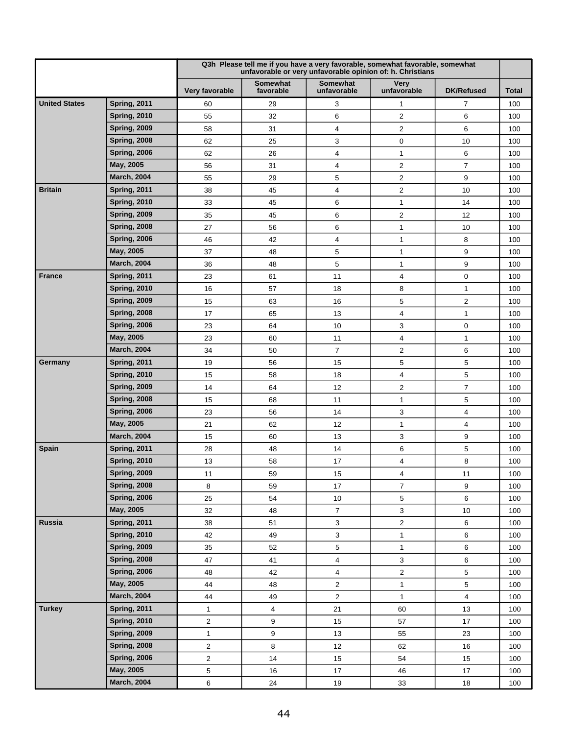| | | Q3h Please tell me if you have a very favorable, somewhat favorable, somewhat unfavorable or very unfavorable opinion of: h. Christians | | | | | |
|---|---|---|---|---|---|---|---|
| | | Very favorable | Somewhat favorable | Somewhat unfavorable | Very unfavorable | DK/Refused | Total |
| United States | Spring, 2011 | 60 | 29 | 3 | 1 | 7 | 100 |
| | Spring, 2010 | 55 | 32 | 6 | 2 | 6 | 100 |
| | Spring, 2009 | 58 | 31 | 4 | 2 | 6 | 100 |
| | Spring, 2008 | 62 | 25 | 3 | 0 | 10 | 100 |
| | Spring, 2006 | 62 | 26 | 4 | 1 | 6 | 100 |
| | May, 2005 | 56 | 31 | 4 | 2 | 7 | 100 |
| | March, 2004 | 55 | 29 | 5 | 2 | 9 | 100 |
| Britain | Spring, 2011 | 38 | 45 | 4 | 2 | 10 | 100 |
| | Spring, 2010 | 33 | 45 | 6 | 1 | 14 | 100 |
| | Spring, 2009 | 35 | 45 | 6 | 2 | 12 | 100 |
| | Spring, 2008 | 27 | 56 | 6 | 1 | 10 | 100 |
| | Spring, 2006 | 46 | 42 | 4 | 1 | 8 | 100 |
| | May, 2005 | 37 | 48 | 5 | 1 | 9 | 100 |
| | March, 2004 | 36 | 48 | 5 | 1 | 9 | 100 |
| France | Spring, 2011 | 23 | 61 | 11 | 4 | 0 | 100 |
| | Spring, 2010 | 16 | 57 | 18 | 8 | 1 | 100 |
| | Spring, 2009 | 15 | 63 | 16 | 5 | 2 | 100 |
| | Spring, 2008 | 17 | 65 | 13 | 4 | 1 | 100 |
| | Spring, 2006 | 23 | 64 | 10 | 3 | 0 | 100 |
| | May, 2005 | 23 | 60 | 11 | 4 | 1 | 100 |
| | March, 2004 | 34 | 50 | 7 | 2 | 6 | 100 |
| Germany | Spring, 2011 | 19 | 56 | 15 | 5 | 5 | 100 |
| | Spring, 2010 | 15 | 58 | 18 | 4 | 5 | 100 |
| | Spring, 2009 | 14 | 64 | 12 | 2 | 7 | 100 |
| | Spring, 2008 | 15 | 68 | 11 | 1 | 5 | 100 |
| | Spring, 2006 | 23 | 56 | 14 | 3 | 4 | 100 |
| | May, 2005 | 21 | 62 | 12 | 1 | 4 | 100 |
| | March, 2004 | 15 | 60 | 13 | 3 | 9 | 100 |
| Spain | Spring, 2011 | 28 | 48 | 14 | 6 | 5 | 100 |
| | Spring, 2010 | 13 | 58 | 17 | 4 | 8 | 100 |
| | Spring, 2009 | 11 | 59 | 15 | 4 | 11 | 100 |
| | Spring, 2008 | 8 | 59 | 17 | 7 | 9 | 100 |
| | Spring, 2006 | 25 | 54 | 10 | 5 | 6 | 100 |
| | May, 2005 | 32 | 48 | 7 | 3 | 10 | 100 |
| Russia | Spring, 2011 | 38 | 51 | 3 | 2 | 6 | 100 |
| | Spring, 2010 | 42 | 49 | 3 | 1 | 6 | 100 |
| | Spring, 2009 | 35 | 52 | 5 | 1 | 6 | 100 |
| | Spring, 2008 | 47 | 41 | 4 | 3 | 6 | 100 |
| | Spring, 2006 | 48 | 42 | 4 | 2 | 5 | 100 |
| | May, 2005 | 44 | 48 | 2 | 1 | 5 | 100 |
| | March, 2004 | 44 | 49 | 2 | 1 | 4 | 100 |
| Turkey | Spring, 2011 | 1 | 4 | 21 | 60 | 13 | 100 |
| | Spring, 2010 | 2 | 9 | 15 | 57 | 17 | 100 |
| | Spring, 2009 | 1 | 9 | 13 | 55 | 23 | 100 |
| | Spring, 2008 | 2 | 8 | 12 | 62 | 16 | 100 |
| | Spring, 2006 | 2 | 14 | 15 | 54 | 15 | 100 |
| | May, 2005 | 5 | 16 | 17 | 46 | 17 | 100 |
| | March, 2004 | 6 | 24 | 19 | 33 | 18 | 100 |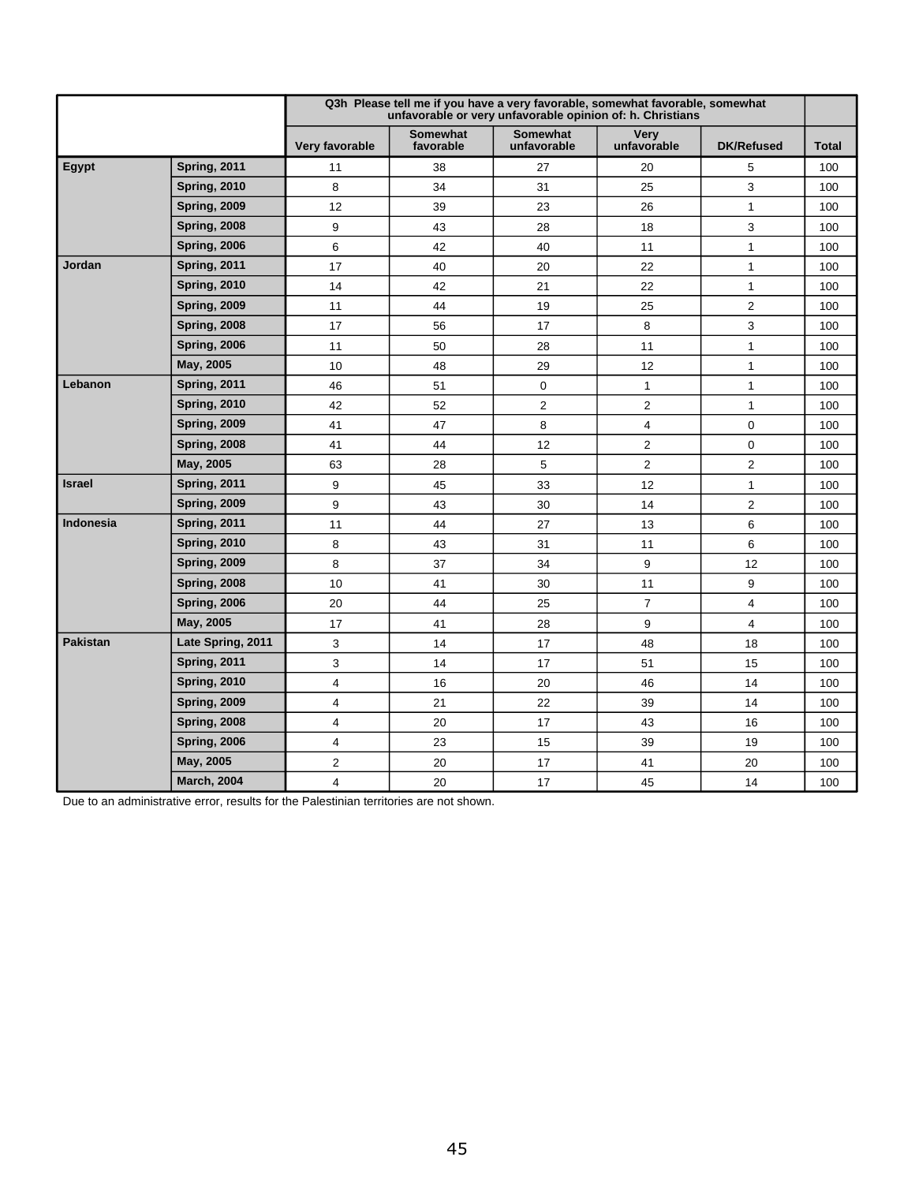| | | Q3h Please tell me if you have a very favorable, somewhat favorable, somewhat unfavorable or very unfavorable opinion of: h. Christians | | | | | |
|---|---|---|---|---|---|---|---|
| | | Very favorable | Somewhat favorable | Somewhat unfavorable | Very unfavorable | DK/Refused | Total |
| **Egypt** | **Spring, 2011** | 11 | 38 | 27 | 20 | 5 | 100 |
| | **Spring, 2010** | 8 | 34 | 31 | 25 | 3 | 100 |
| | **Spring, 2009** | 12 | 39 | 23 | 26 | 1 | 100 |
| | **Spring, 2008** | 9 | 43 | 28 | 18 | 3 | 100 |
| | **Spring, 2006** | 6 | 42 | 40 | 11 | 1 | 100 |
| **Jordan** | **Spring, 2011** | 17 | 40 | 20 | 22 | 1 | 100 |
| | **Spring, 2010** | 14 | 42 | 21 | 22 | 1 | 100 |
| | **Spring, 2009** | 11 | 44 | 19 | 25 | 2 | 100 |
| | **Spring, 2008** | 17 | 56 | 17 | 8 | 3 | 100 |
| | **Spring, 2006** | 11 | 50 | 28 | 11 | 1 | 100 |
| | **May, 2005** | 10 | 48 | 29 | 12 | 1 | 100 |
| **Lebanon** | **Spring, 2011** | 46 | 51 | 0 | 1 | 1 | 100 |
| | **Spring, 2010** | 42 | 52 | 2 | 2 | 1 | 100 |
| | **Spring, 2009** | 41 | 47 | 8 | 4 | 0 | 100 |
| | **Spring, 2008** | 41 | 44 | 12 | 2 | 0 | 100 |
| | **May, 2005** | 63 | 28 | 5 | 2 | 2 | 100 |
| **Israel** | **Spring, 2011** | 9 | 45 | 33 | 12 | 1 | 100 |
| | **Spring, 2009** | 9 | 43 | 30 | 14 | 2 | 100 |
| **Indonesia** | **Spring, 2011** | 11 | 44 | 27 | 13 | 6 | 100 |
| | **Spring, 2010** | 8 | 43 | 31 | 11 | 6 | 100 |
| | **Spring, 2009** | 8 | 37 | 34 | 9 | 12 | 100 |
| | **Spring, 2008** | 10 | 41 | 30 | 11 | 9 | 100 |
| | **Spring, 2006** | 20 | 44 | 25 | 7 | 4 | 100 |
| | **May, 2005** | 17 | 41 | 28 | 9 | 4 | 100 |
| **Pakistan** | **Late Spring, 2011** | 3 | 14 | 17 | 48 | 18 | 100 |
| | **Spring, 2011** | 3 | 14 | 17 | 51 | 15 | 100 |
| | **Spring, 2010** | 4 | 16 | 20 | 46 | 14 | 100 |
| | **Spring, 2009** | 4 | 21 | 22 | 39 | 14 | 100 |
| | **Spring, 2008** | 4 | 20 | 17 | 43 | 16 | 100 |
| | **Spring, 2006** | 4 | 23 | 15 | 39 | 19 | 100 |
| | **May, 2005** | 2 | 20 | 17 | 41 | 20 | 100 |
| | **March, 2004** | 4 | 20 | 17 | 45 | 14 | 100 |

Due to an administrative error, results for the Palestinian territories are not shown.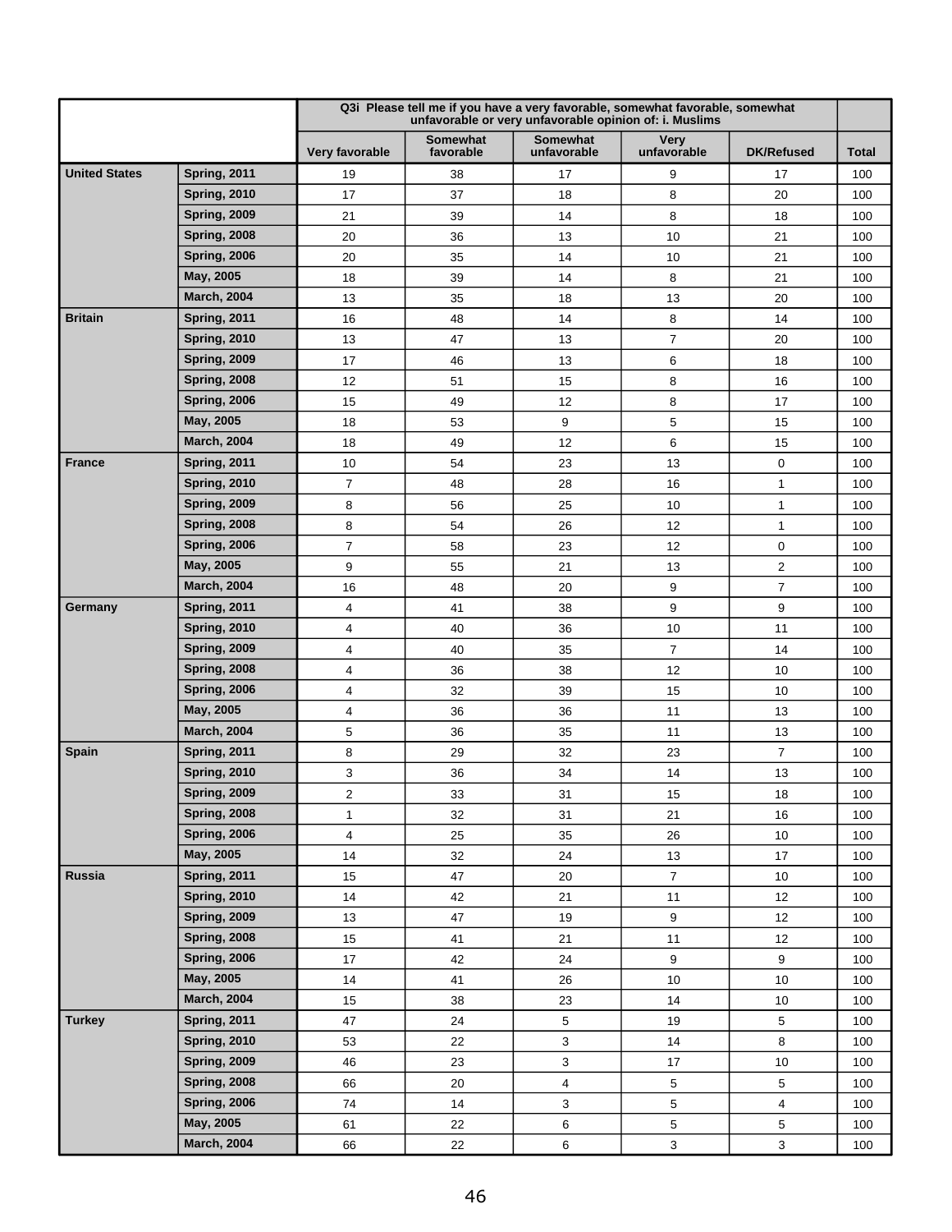| | | Q3i Please tell me if you have a very favorable, somewhat favorable, somewhat unfavorable or very unfavorable opinion of: i. Muslims | | | | | |
|---|---|---|---|---|---|---|---|
| | | Very favorable | Somewhat favorable | Somewhat unfavorable | Very unfavorable | DK/Refused | Total |
| United States | Spring, 2011 | 19 | 38 | 17 | 9 | 17 | 100 |
| | Spring, 2010 | 17 | 37 | 18 | 8 | 20 | 100 |
| | Spring, 2009 | 21 | 39 | 14 | 8 | 18 | 100 |
| | Spring, 2008 | 20 | 36 | 13 | 10 | 21 | 100 |
| | Spring, 2006 | 20 | 35 | 14 | 10 | 21 | 100 |
| | May, 2005 | 18 | 39 | 14 | 8 | 21 | 100 |
| | March, 2004 | 13 | 35 | 18 | 13 | 20 | 100 |
| Britain | Spring, 2011 | 16 | 48 | 14 | 8 | 14 | 100 |
| | Spring, 2010 | 13 | 47 | 13 | 7 | 20 | 100 |
| | Spring, 2009 | 17 | 46 | 13 | 6 | 18 | 100 |
| | Spring, 2008 | 12 | 51 | 15 | 8 | 16 | 100 |
| | Spring, 2006 | 15 | 49 | 12 | 8 | 17 | 100 |
| | May, 2005 | 18 | 53 | 9 | 5 | 15 | 100 |
| | March, 2004 | 18 | 49 | 12 | 6 | 15 | 100 |
| France | Spring, 2011 | 10 | 54 | 23 | 13 | 0 | 100 |
| | Spring, 2010 | 7 | 48 | 28 | 16 | 1 | 100 |
| | Spring, 2009 | 8 | 56 | 25 | 10 | 1 | 100 |
| | Spring, 2008 | 8 | 54 | 26 | 12 | 1 | 100 |
| | Spring, 2006 | 7 | 58 | 23 | 12 | 0 | 100 |
| | May, 2005 | 9 | 55 | 21 | 13 | 2 | 100 |
| | March, 2004 | 16 | 48 | 20 | 9 | 7 | 100 |
| Germany | Spring, 2011 | 4 | 41 | 38 | 9 | 9 | 100 |
| | Spring, 2010 | 4 | 40 | 36 | 10 | 11 | 100 |
| | Spring, 2009 | 4 | 40 | 35 | 7 | 14 | 100 |
| | Spring, 2008 | 4 | 36 | 38 | 12 | 10 | 100 |
| | Spring, 2006 | 4 | 32 | 39 | 15 | 10 | 100 |
| | May, 2005 | 4 | 36 | 36 | 11 | 13 | 100 |
| | March, 2004 | 5 | 36 | 35 | 11 | 13 | 100 |
| Spain | Spring, 2011 | 8 | 29 | 32 | 23 | 7 | 100 |
| | Spring, 2010 | 3 | 36 | 34 | 14 | 13 | 100 |
| | Spring, 2009 | 2 | 33 | 31 | 15 | 18 | 100 |
| | Spring, 2008 | 1 | 32 | 31 | 21 | 16 | 100 |
| | Spring, 2006 | 4 | 25 | 35 | 26 | 10 | 100 |
| | May, 2005 | 14 | 32 | 24 | 13 | 17 | 100 |
| Russia | Spring, 2011 | 15 | 47 | 20 | 7 | 10 | 100 |
| | Spring, 2010 | 14 | 42 | 21 | 11 | 12 | 100 |
| | Spring, 2009 | 13 | 47 | 19 | 9 | 12 | 100 |
| | Spring, 2008 | 15 | 41 | 21 | 11 | 12 | 100 |
| | Spring, 2006 | 17 | 42 | 24 | 9 | 9 | 100 |
| | May, 2005 | 14 | 41 | 26 | 10 | 10 | 100 |
| | March, 2004 | 15 | 38 | 23 | 14 | 10 | 100 |
| Turkey | Spring, 2011 | 47 | 24 | 5 | 19 | 5 | 100 |
| | Spring, 2010 | 53 | 22 | 3 | 14 | 8 | 100 |
| | Spring, 2009 | 46 | 23 | 3 | 17 | 10 | 100 |
| | Spring, 2008 | 66 | 20 | 4 | 5 | 5 | 100 |
| | Spring, 2006 | 74 | 14 | 3 | 5 | 4 | 100 |
| | May, 2005 | 61 | 22 | 6 | 5 | 5 | 100 |
| | March, 2004 | 66 | 22 | 6 | 3 | 3 | 100 |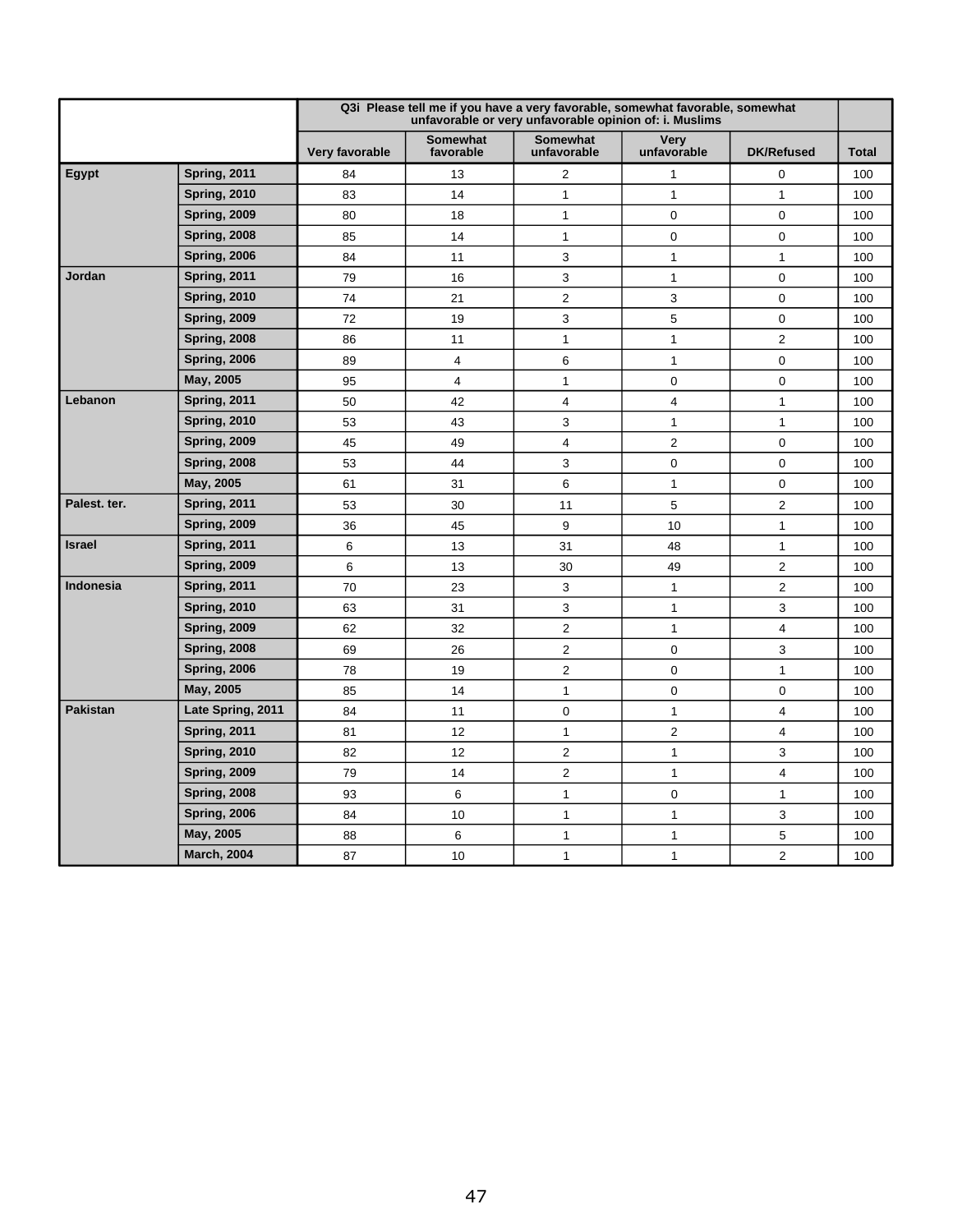| | | Q3i Please tell me if you have a very favorable, somewhat favorable, somewhat unfavorable or very unfavorable opinion of: i. Muslims | | | | | |
|---|---|---|---|---|---|---|---|
| | | Very favorable | Somewhat favorable | Somewhat unfavorable | Very unfavorable | DK/Refused | Total |
| **Egypt** | **Spring, 2011** | 84 | 13 | 2 | 1 | 0 | 100 |
| | **Spring, 2010** | 83 | 14 | 1 | 1 | 1 | 100 |
| | **Spring, 2009** | 80 | 18 | 1 | 0 | 0 | 100 |
| | **Spring, 2008** | 85 | 14 | 1 | 0 | 0 | 100 |
| | **Spring, 2006** | 84 | 11 | 3 | 1 | 1 | 100 |
| **Jordan** | **Spring, 2011** | 79 | 16 | 3 | 1 | 0 | 100 |
| | **Spring, 2010** | 74 | 21 | 2 | 3 | 0 | 100 |
| | **Spring, 2009** | 72 | 19 | 3 | 5 | 0 | 100 |
| | **Spring, 2008** | 86 | 11 | 1 | 1 | 2 | 100 |
| | **Spring, 2006** | 89 | 4 | 6 | 1 | 0 | 100 |
| | **May, 2005** | 95 | 4 | 1 | 0 | 0 | 100 |
| **Lebanon** | **Spring, 2011** | 50 | 42 | 4 | 4 | 1 | 100 |
| | **Spring, 2010** | 53 | 43 | 3 | 1 | 1 | 100 |
| | **Spring, 2009** | 45 | 49 | 4 | 2 | 0 | 100 |
| | **Spring, 2008** | 53 | 44 | 3 | 0 | 0 | 100 |
| | **May, 2005** | 61 | 31 | 6 | 1 | 0 | 100 |
| **Palest. ter.** | **Spring, 2011** | 53 | 30 | 11 | 5 | 2 | 100 |
| | **Spring, 2009** | 36 | 45 | 9 | 10 | 1 | 100 |
| **Israel** | **Spring, 2011** | 6 | 13 | 31 | 48 | 1 | 100 |
| | **Spring, 2009** | 6 | 13 | 30 | 49 | 2 | 100 |
| **Indonesia** | **Spring, 2011** | 70 | 23 | 3 | 1 | 2 | 100 |
| | **Spring, 2010** | 63 | 31 | 3 | 1 | 3 | 100 |
| | **Spring, 2009** | 62 | 32 | 2 | 1 | 4 | 100 |
| | **Spring, 2008** | 69 | 26 | 2 | 0 | 3 | 100 |
| | **Spring, 2006** | 78 | 19 | 2 | 0 | 1 | 100 |
| | **May, 2005** | 85 | 14 | 1 | 0 | 0 | 100 |
| **Pakistan** | **Late Spring, 2011** | 84 | 11 | 0 | 1 | 4 | 100 |
| | **Spring, 2011** | 81 | 12 | 1 | 2 | 4 | 100 |
| | **Spring, 2010** | 82 | 12 | 2 | 1 | 3 | 100 |
| | **Spring, 2009** | 79 | 14 | 2 | 1 | 4 | 100 |
| | **Spring, 2008** | 93 | 6 | 1 | 0 | 1 | 100 |
| | **Spring, 2006** | 84 | 10 | 1 | 1 | 3 | 100 |
| | **May, 2005** | 88 | 6 | 1 | 1 | 5 | 100 |
| | **March, 2004** | 87 | 10 | 1 | 1 | 2 | 100 |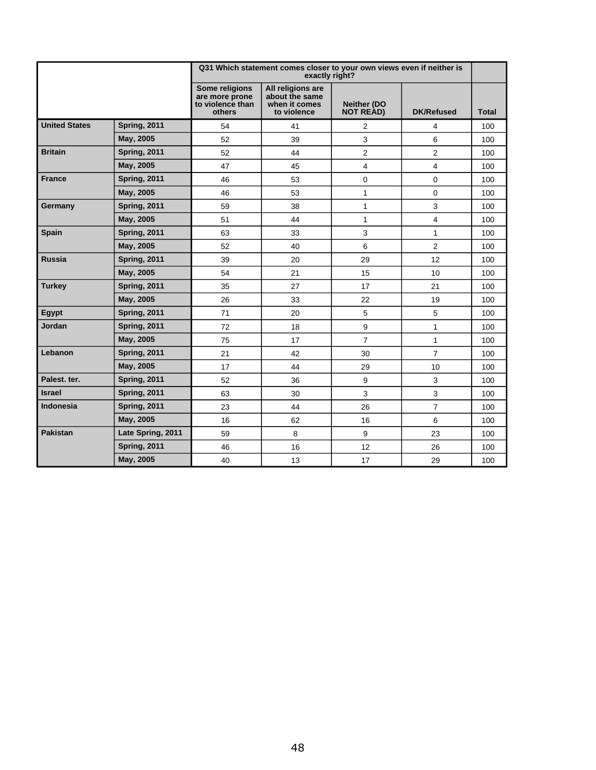| | | Q31 Which statement comes closer to your own views even if neither is exactly right? | | | | |
|---|---|---|---|---|---|---|
| | | Some religions are more prone to violence than others | All religions are about the same when it comes to violence | Neither (DO NOT READ) | DK/Refused | Total |
| **United States** | **Spring, 2011** | 54 | 41 | 2 | 4 | 100 |
| | **May, 2005** | 52 | 39 | 3 | 6 | 100 |
| **Britain** | **Spring, 2011** | 52 | 44 | 2 | 2 | 100 |
| | **May, 2005** | 47 | 45 | 4 | 4 | 100 |
| **France** | **Spring, 2011** | 46 | 53 | 0 | 0 | 100 |
| | **May, 2005** | 46 | 53 | 1 | 0 | 100 |
| **Germany** | **Spring, 2011** | 59 | 38 | 1 | 3 | 100 |
| | **May, 2005** | 51 | 44 | 1 | 4 | 100 |
| **Spain** | **Spring, 2011** | 63 | 33 | 3 | 1 | 100 |
| | **May, 2005** | 52 | 40 | 6 | 2 | 100 |
| **Russia** | **Spring, 2011** | 39 | 20 | 29 | 12 | 100 |
| | **May, 2005** | 54 | 21 | 15 | 10 | 100 |
| **Turkey** | **Spring, 2011** | 35 | 27 | 17 | 21 | 100 |
| | **May, 2005** | 26 | 33 | 22 | 19 | 100 |
| **Egypt** | **Spring, 2011** | 71 | 20 | 5 | 5 | 100 |
| **Jordan** | **Spring, 2011** | 72 | 18 | 9 | 1 | 100 |
| | **May, 2005** | 75 | 17 | 7 | 1 | 100 |
| **Lebanon** | **Spring, 2011** | 21 | 42 | 30 | 7 | 100 |
| | **May, 2005** | 17 | 44 | 29 | 10 | 100 |
| **Palest. ter.** | **Spring, 2011** | 52 | 36 | 9 | 3 | 100 |
| **Israel** | **Spring, 2011** | 63 | 30 | 3 | 3 | 100 |
| **Indonesia** | **Spring, 2011** | 23 | 44 | 26 | 7 | 100 |
| | **May, 2005** | 16 | 62 | 16 | 6 | 100 |
| **Pakistan** | **Late Spring, 2011** | 59 | 8 | 9 | 23 | 100 |
| | **Spring, 2011** | 46 | 16 | 12 | 26 | 100 |
| | **May, 2005** | 40 | 13 | 17 | 29 | 100 |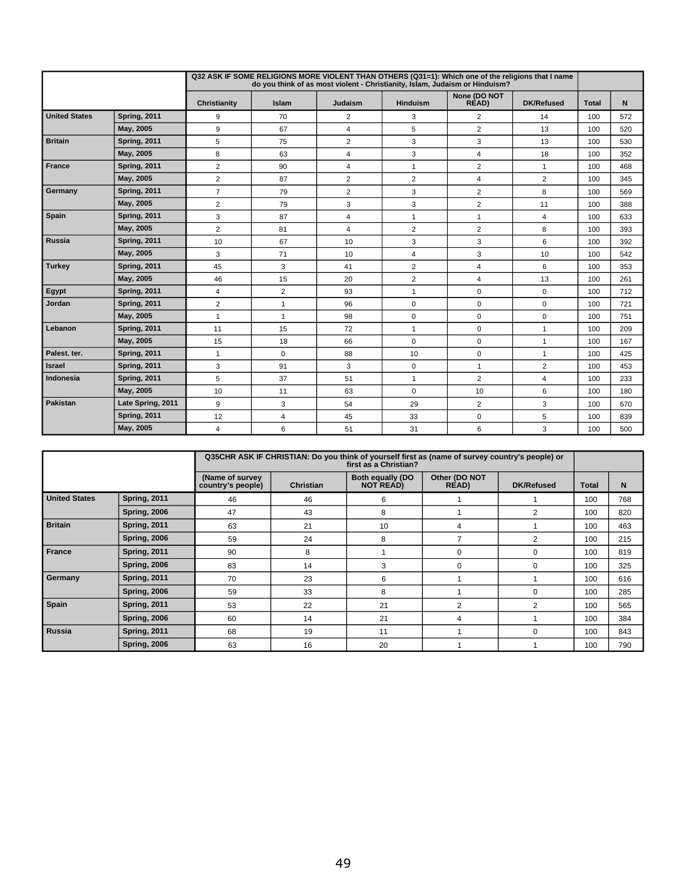| | | Q32 ASK IF SOME RELIGIONS MORE VIOLENT THAN OTHERS (Q31=1): Which one of the religions that I name do you think of as most violent - Christianity, Islam, Judaism or Hinduism? | | | | | | | |
|---|---|---|---|---|---|---|---|---|---|
| | | Christianity | Islam | Judaism | Hinduism | None (DO NOT READ) | DK/Refused | Total | N |
| United States | Spring, 2011 | 9 | 70 | 2 | 3 | 2 | 14 | 100 | 572 |
| | May, 2005 | 9 | 67 | 4 | 5 | 2 | 13 | 100 | 520 |
| Britain | Spring, 2011 | 5 | 75 | 2 | 3 | 3 | 13 | 100 | 530 |
| | May, 2005 | 8 | 63 | 4 | 3 | 4 | 18 | 100 | 352 |
| France | Spring, 2011 | 2 | 90 | 4 | 1 | 2 | 1 | 100 | 468 |
| | May, 2005 | 2 | 87 | 2 | 2 | 4 | 2 | 100 | 345 |
| Germany | Spring, 2011 | 7 | 79 | 2 | 3 | 2 | 8 | 100 | 569 |
| | May, 2005 | 2 | 79 | 3 | 3 | 2 | 11 | 100 | 388 |
| Spain | Spring, 2011 | 3 | 87 | 4 | 1 | 1 | 4 | 100 | 633 |
| | May, 2005 | 2 | 81 | 4 | 2 | 2 | 8 | 100 | 393 |
| Russia | Spring, 2011 | 10 | 67 | 10 | 3 | 3 | 6 | 100 | 392 |
| | May, 2005 | 3 | 71 | 10 | 4 | 3 | 10 | 100 | 542 |
| Turkey | Spring, 2011 | 45 | 3 | 41 | 2 | 4 | 6 | 100 | 353 |
| | May, 2005 | 46 | 15 | 20 | 2 | 4 | 13 | 100 | 261 |
| Egypt | Spring, 2011 | 4 | 2 | 93 | 1 | 0 | 0 | 100 | 712 |
| Jordan | Spring, 2011 | 2 | 1 | 96 | 0 | 0 | 0 | 100 | 721 |
| | May, 2005 | 1 | 1 | 98 | 0 | 0 | 0 | 100 | 751 |
| Lebanon | Spring, 2011 | 11 | 15 | 72 | 1 | 0 | 1 | 100 | 209 |
| | May, 2005 | 15 | 18 | 66 | 0 | 0 | 1 | 100 | 167 |
| Palest. ter. | Spring, 2011 | 1 | 0 | 88 | 10 | 0 | 1 | 100 | 425 |
| Israel | Spring, 2011 | 3 | 91 | 3 | 0 | 1 | 2 | 100 | 453 |
| Indonesia | Spring, 2011 | 5 | 37 | 51 | 1 | 2 | 4 | 100 | 233 |
| | May, 2005 | 10 | 11 | 63 | 0 | 10 | 6 | 100 | 180 |
| Pakistan | Late Spring, 2011 | 9 | 3 | 54 | 29 | 2 | 3 | 100 | 670 |
| | Spring, 2011 | 12 | 4 | 45 | 33 | 0 | 5 | 100 | 839 |
| | May, 2005 | 4 | 6 | 51 | 31 | 6 | 3 | 100 | 500 |

| | | Q35CHR ASK IF CHRISTIAN: Do you think of yourself first as (name of survey country's people) or first as a Christian? | | | | | | |
|---|---|---|---|---|---|---|---|---|
| | | (Name of survey country's people) | Christian | Both equally (DO NOT READ) | Other (DO NOT READ) | DK/Refused | Total | N |
| United States | Spring, 2011 | 46 | 46 | 6 | 1 | 1 | 100 | 768 |
| | Spring, 2006 | 47 | 43 | 8 | 1 | 2 | 100 | 820 |
| Britain | Spring, 2011 | 63 | 21 | 10 | 4 | 1 | 100 | 463 |
| | Spring, 2006 | 59 | 24 | 8 | 7 | 2 | 100 | 215 |
| France | Spring, 2011 | 90 | 8 | 1 | 0 | 0 | 100 | 819 |
| | Spring, 2006 | 83 | 14 | 3 | 0 | 0 | 100 | 325 |
| Germany | Spring, 2011 | 70 | 23 | 6 | 1 | 1 | 100 | 616 |
| | Spring, 2006 | 59 | 33 | 8 | 1 | 0 | 100 | 285 |
| Spain | Spring, 2011 | 53 | 22 | 21 | 2 | 2 | 100 | 565 |
| | Spring, 2006 | 60 | 14 | 21 | 4 | 1 | 100 | 384 |
| Russia | Spring, 2011 | 68 | 19 | 11 | 1 | 0 | 100 | 843 |
| | Spring, 2006 | 63 | 16 | 20 | 1 | 1 | 100 | 790 |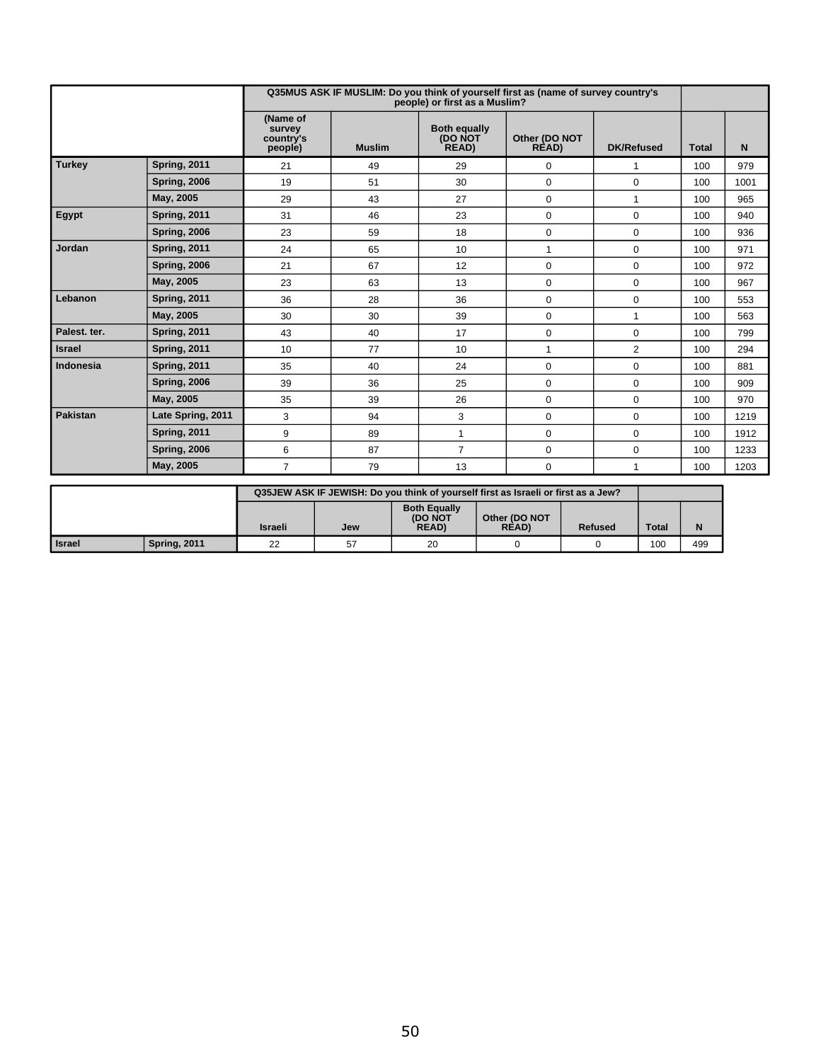| | | Q35MUS ASK IF MUSLIM: Do you think of yourself first as (name of survey country's people) or first as a Muslim? | | | | | | |
|---|---|---|---|---|---|---|---|---|
| | | (Name of survey country's people) | Muslim | Both equally (DO NOT READ) | Other (DO NOT READ) | DK/Refused | Total | N |
| Turkey | Spring, 2011 | 21 | 49 | 29 | 0 | 1 | 100 | 979 |
| | Spring, 2006 | 19 | 51 | 30 | 0 | 0 | 100 | 1001 |
| | May, 2005 | 29 | 43 | 27 | 0 | 1 | 100 | 965 |
| Egypt | Spring, 2011 | 31 | 46 | 23 | 0 | 0 | 100 | 940 |
| | Spring, 2006 | 23 | 59 | 18 | 0 | 0 | 100 | 936 |
| Jordan | Spring, 2011 | 24 | 65 | 10 | 1 | 0 | 100 | 971 |
| | Spring, 2006 | 21 | 67 | 12 | 0 | 0 | 100 | 972 |
| | May, 2005 | 23 | 63 | 13 | 0 | 0 | 100 | 967 |
| Lebanon | Spring, 2011 | 36 | 28 | 36 | 0 | 0 | 100 | 553 |
| | May, 2005 | 30 | 30 | 39 | 0 | 1 | 100 | 563 |
| Palest. ter. | Spring, 2011 | 43 | 40 | 17 | 0 | 0 | 100 | 799 |
| Israel | Spring, 2011 | 10 | 77 | 10 | 1 | 2 | 100 | 294 |
| Indonesia | Spring, 2011 | 35 | 40 | 24 | 0 | 0 | 100 | 881 |
| | Spring, 2006 | 39 | 36 | 25 | 0 | 0 | 100 | 909 |
| | May, 2005 | 35 | 39 | 26 | 0 | 0 | 100 | 970 |
| Pakistan | Late Spring, 2011 | 3 | 94 | 3 | 0 | 0 | 100 | 1219 |
| | Spring, 2011 | 9 | 89 | 1 | 0 | 0 | 100 | 1912 |
| | Spring, 2006 | 6 | 87 | 7 | 0 | 0 | 100 | 1233 |
| | May, 2005 | 7 | 79 | 13 | 0 | 1 | 100 | 1203 |

| | | Q35JEW ASK IF JEWISH: Do you think of yourself first as Israeli or first as a Jew? | | | | | | |
|---|---|---|---|---|---|---|---|---|
| | | Israeli | Jew | Both Equally (DO NOT READ) | Other (DO NOT READ) | Refused | Total | N |
| Israel | Spring, 2011 | 22 | 57 | 20 | 0 | 0 | 100 | 499 |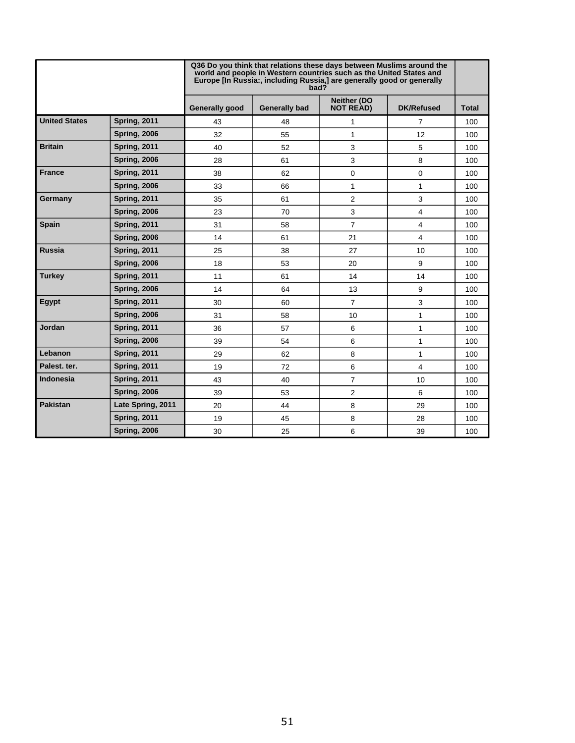| | | Q36 Do you think that relations these days between Muslims around the world and people in Western countries such as the United States and Europe [In Russia:, including Russia,] are generally good or generally bad? | | | | |
|---|---|---|---|---|---|---|
| | | Generally good | Generally bad | Neither (DO NOT READ) | DK/Refused | Total |
| **United States** | **Spring, 2011** | 43 | 48 | 1 | 7 | 100 |
| | **Spring, 2006** | 32 | 55 | 1 | 12 | 100 |
| **Britain** | **Spring, 2011** | 40 | 52 | 3 | 5 | 100 |
| | **Spring, 2006** | 28 | 61 | 3 | 8 | 100 |
| **France** | **Spring, 2011** | 38 | 62 | 0 | 0 | 100 |
| | **Spring, 2006** | 33 | 66 | 1 | 1 | 100 |
| **Germany** | **Spring, 2011** | 35 | 61 | 2 | 3 | 100 |
| | **Spring, 2006** | 23 | 70 | 3 | 4 | 100 |
| **Spain** | **Spring, 2011** | 31 | 58 | 7 | 4 | 100 |
| | **Spring, 2006** | 14 | 61 | 21 | 4 | 100 |
| **Russia** | **Spring, 2011** | 25 | 38 | 27 | 10 | 100 |
| | **Spring, 2006** | 18 | 53 | 20 | 9 | 100 |
| **Turkey** | **Spring, 2011** | 11 | 61 | 14 | 14 | 100 |
| | **Spring, 2006** | 14 | 64 | 13 | 9 | 100 |
| **Egypt** | **Spring, 2011** | 30 | 60 | 7 | 3 | 100 |
| | **Spring, 2006** | 31 | 58 | 10 | 1 | 100 |
| **Jordan** | **Spring, 2011** | 36 | 57 | 6 | 1 | 100 |
| | **Spring, 2006** | 39 | 54 | 6 | 1 | 100 |
| **Lebanon** | **Spring, 2011** | 29 | 62 | 8 | 1 | 100 |
| **Palest. ter.** | **Spring, 2011** | 19 | 72 | 6 | 4 | 100 |
| **Indonesia** | **Spring, 2011** | 43 | 40 | 7 | 10 | 100 |
| | **Spring, 2006** | 39 | 53 | 2 | 6 | 100 |
| **Pakistan** | **Late Spring, 2011** | 20 | 44 | 8 | 29 | 100 |
| | **Spring, 2011** | 19 | 45 | 8 | 28 | 100 |
| | **Spring, 2006** | 30 | 25 | 6 | 39 | 100 |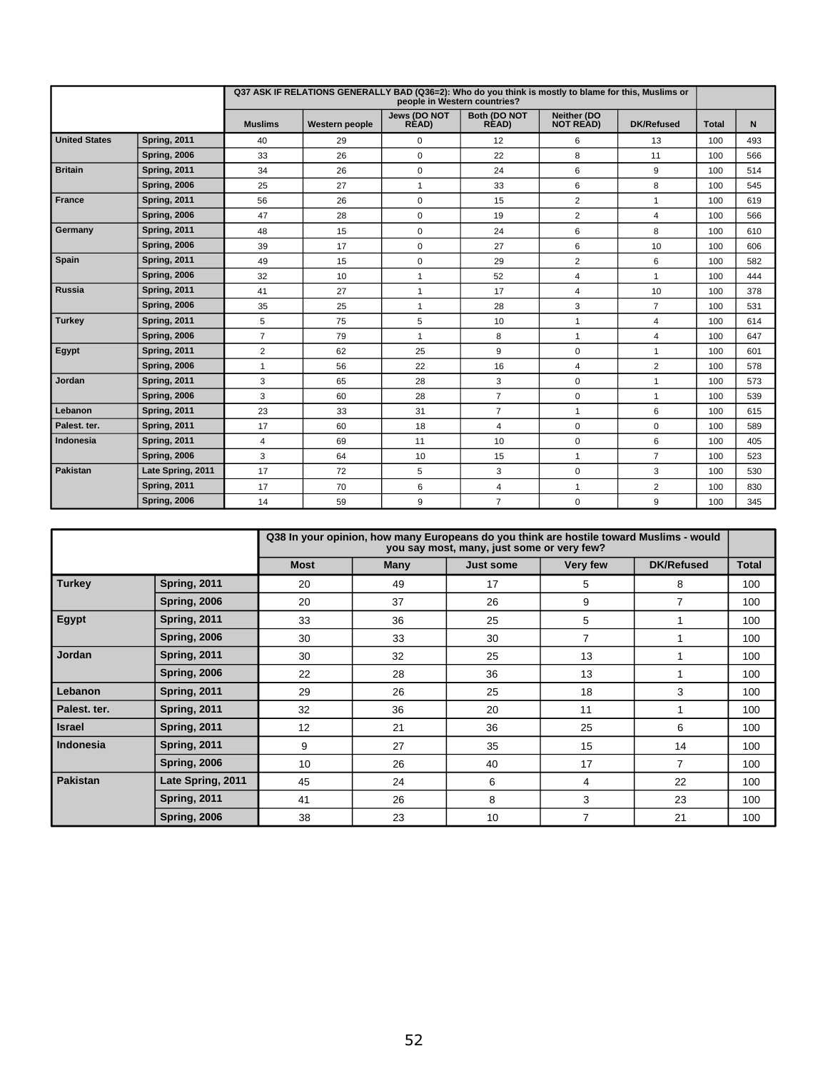| | | Q37 ASK IF RELATIONS GENERALLY BAD (Q36=2): Who do you think is mostly to blame for this, Muslims or people in Western countries? | | | | | | | |
|---|---|---|---|---|---|---|---|---|---|
| | | Muslims | Western people | Jews (DO NOT READ) | Both (DO NOT READ) | Neither (DO NOT READ) | DK/Refused | Total | N |
| United States | Spring, 2011 | 40 | 29 | 0 | 12 | 6 | 13 | 100 | 493 |
| | Spring, 2006 | 33 | 26 | 0 | 22 | 8 | 11 | 100 | 566 |
| Britain | Spring, 2011 | 34 | 26 | 0 | 24 | 6 | 9 | 100 | 514 |
| | Spring, 2006 | 25 | 27 | 1 | 33 | 6 | 8 | 100 | 545 |
| France | Spring, 2011 | 56 | 26 | 0 | 15 | 2 | 1 | 100 | 619 |
| | Spring, 2006 | 47 | 28 | 0 | 19 | 2 | 4 | 100 | 566 |
| Germany | Spring, 2011 | 48 | 15 | 0 | 24 | 6 | 8 | 100 | 610 |
| | Spring, 2006 | 39 | 17 | 0 | 27 | 6 | 10 | 100 | 606 |
| Spain | Spring, 2011 | 49 | 15 | 0 | 29 | 2 | 6 | 100 | 582 |
| | Spring, 2006 | 32 | 10 | 1 | 52 | 4 | 1 | 100 | 444 |
| Russia | Spring, 2011 | 41 | 27 | 1 | 17 | 4 | 10 | 100 | 378 |
| | Spring, 2006 | 35 | 25 | 1 | 28 | 3 | 7 | 100 | 531 |
| Turkey | Spring, 2011 | 5 | 75 | 5 | 10 | 1 | 4 | 100 | 614 |
| | Spring, 2006 | 7 | 79 | 1 | 8 | 1 | 4 | 100 | 647 |
| Egypt | Spring, 2011 | 2 | 62 | 25 | 9 | 0 | 1 | 100 | 601 |
| | Spring, 2006 | 1 | 56 | 22 | 16 | 4 | 2 | 100 | 578 |
| Jordan | Spring, 2011 | 3 | 65 | 28 | 3 | 0 | 1 | 100 | 573 |
| | Spring, 2006 | 3 | 60 | 28 | 7 | 0 | 1 | 100 | 539 |
| Lebanon | Spring, 2011 | 23 | 33 | 31 | 7 | 1 | 6 | 100 | 615 |
| Palest. ter. | Spring, 2011 | 17 | 60 | 18 | 4 | 0 | 0 | 100 | 589 |
| Indonesia | Spring, 2011 | 4 | 69 | 11 | 10 | 0 | 6 | 100 | 405 |
| | Spring, 2006 | 3 | 64 | 10 | 15 | 1 | 7 | 100 | 523 |
| Pakistan | Late Spring, 2011 | 17 | 72 | 5 | 3 | 0 | 3 | 100 | 530 |
| | Spring, 2011 | 17 | 70 | 6 | 4 | 1 | 2 | 100 | 830 |
| | Spring, 2006 | 14 | 59 | 9 | 7 | 0 | 9 | 100 | 345 |

| | | Q38 In your opinion, how many Europeans do you think are hostile toward Muslims - would you say most, many, just some or very few? | | | | | |
|---|---|---|---|---|---|---|---|
| | | Most | Many | Just some | Very few | DK/Refused | Total |
| Turkey | Spring, 2011 | 20 | 49 | 17 | 5 | 8 | 100 |
| | Spring, 2006 | 20 | 37 | 26 | 9 | 7 | 100 |
| Egypt | Spring, 2011 | 33 | 36 | 25 | 5 | 1 | 100 |
| | Spring, 2006 | 30 | 33 | 30 | 7 | 1 | 100 |
| Jordan | Spring, 2011 | 30 | 32 | 25 | 13 | 1 | 100 |
| | Spring, 2006 | 22 | 28 | 36 | 13 | 1 | 100 |
| Lebanon | Spring, 2011 | 29 | 26 | 25 | 18 | 3 | 100 |
| Palest. ter. | Spring, 2011 | 32 | 36 | 20 | 11 | 1 | 100 |
| Israel | Spring, 2011 | 12 | 21 | 36 | 25 | 6 | 100 |
| Indonesia | Spring, 2011 | 9 | 27 | 35 | 15 | 14 | 100 |
| | Spring, 2006 | 10 | 26 | 40 | 17 | 7 | 100 |
| Pakistan | Late Spring, 2011 | 45 | 24 | 6 | 4 | 22 | 100 |
| | Spring, 2011 | 41 | 26 | 8 | 3 | 23 | 100 |
| | Spring, 2006 | 38 | 23 | 10 | 7 | 21 | 100 |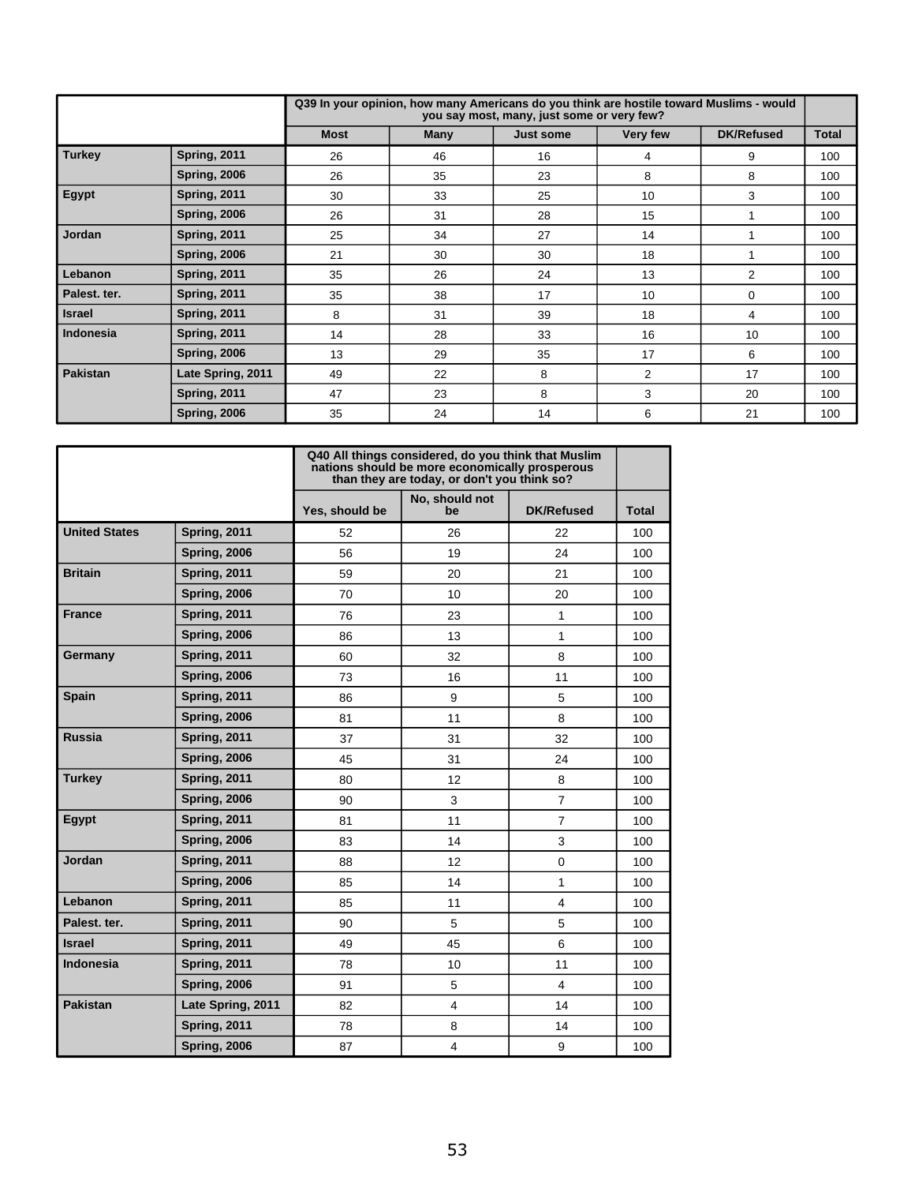| | | Q39 In your opinion, how many Americans do you think are hostile toward Muslims - would you say most, many, just some or very few? | | | | | |
|---|---|---|---|---|---|---|---|
| | | Most | Many | Just some | Very few | DK/Refused | Total |
| Turkey | Spring, 2011 | 26 | 46 | 16 | 4 | 9 | 100 |
| | Spring, 2006 | 26 | 35 | 23 | 8 | 8 | 100 |
| Egypt | Spring, 2011 | 30 | 33 | 25 | 10 | 3 | 100 |
| | Spring, 2006 | 26 | 31 | 28 | 15 | 1 | 100 |
| Jordan | Spring, 2011 | 25 | 34 | 27 | 14 | 1 | 100 |
| | Spring, 2006 | 21 | 30 | 30 | 18 | 1 | 100 |
| Lebanon | Spring, 2011 | 35 | 26 | 24 | 13 | 2 | 100 |
| Palest. ter. | Spring, 2011 | 35 | 38 | 17 | 10 | 0 | 100 |
| Israel | Spring, 2011 | 8 | 31 | 39 | 18 | 4 | 100 |
| Indonesia | Spring, 2011 | 14 | 28 | 33 | 16 | 10 | 100 |
| | Spring, 2006 | 13 | 29 | 35 | 17 | 6 | 100 |
| Pakistan | Late Spring, 2011 | 49 | 22 | 8 | 2 | 17 | 100 |
| | Spring, 2011 | 47 | 23 | 8 | 3 | 20 | 100 |
| | Spring, 2006 | 35 | 24 | 14 | 6 | 21 | 100 |

| | | Q40 All things considered, do you think that Muslim nations should be more economically prosperous than they are today, or don't you think so? | | | |
|---|---|---|---|---|---|
| | | Yes, should be | No, should not be | DK/Refused | Total |
| United States | Spring, 2011 | 52 | 26 | 22 | 100 |
| | Spring, 2006 | 56 | 19 | 24 | 100 |
| Britain | Spring, 2011 | 59 | 20 | 21 | 100 |
| | Spring, 2006 | 70 | 10 | 20 | 100 |
| France | Spring, 2011 | 76 | 23 | 1 | 100 |
| | Spring, 2006 | 86 | 13 | 1 | 100 |
| Germany | Spring, 2011 | 60 | 32 | 8 | 100 |
| | Spring, 2006 | 73 | 16 | 11 | 100 |
| Spain | Spring, 2011 | 86 | 9 | 5 | 100 |
| | Spring, 2006 | 81 | 11 | 8 | 100 |
| Russia | Spring, 2011 | 37 | 31 | 32 | 100 |
| | Spring, 2006 | 45 | 31 | 24 | 100 |
| Turkey | Spring, 2011 | 80 | 12 | 8 | 100 |
| | Spring, 2006 | 90 | 3 | 7 | 100 |
| Egypt | Spring, 2011 | 81 | 11 | 7 | 100 |
| | Spring, 2006 | 83 | 14 | 3 | 100 |
| Jordan | Spring, 2011 | 88 | 12 | 0 | 100 |
| | Spring, 2006 | 85 | 14 | 1 | 100 |
| Lebanon | Spring, 2011 | 85 | 11 | 4 | 100 |
| Palest. ter. | Spring, 2011 | 90 | 5 | 5 | 100 |
| Israel | Spring, 2011 | 49 | 45 | 6 | 100 |
| Indonesia | Spring, 2011 | 78 | 10 | 11 | 100 |
| | Spring, 2006 | 91 | 5 | 4 | 100 |
| Pakistan | Late Spring, 2011 | 82 | 4 | 14 | 100 |
| | Spring, 2011 | 78 | 8 | 14 | 100 |
| | Spring, 2006 | 87 | 4 | 9 | 100 |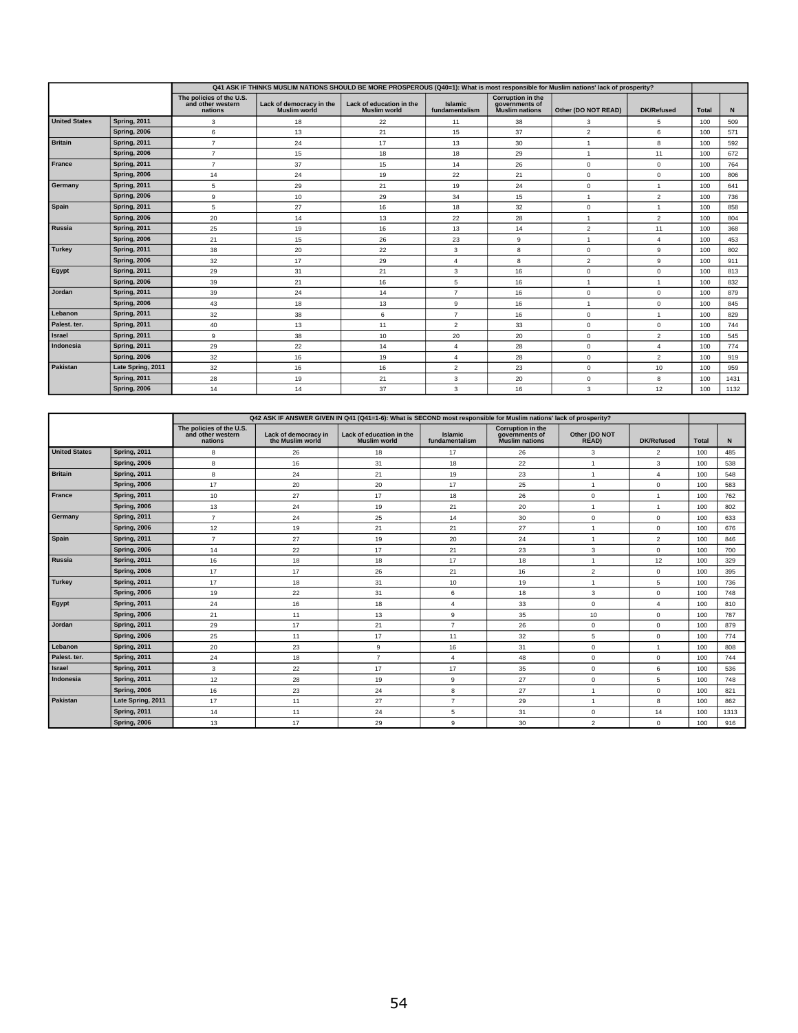| | | Q41 ASK IF THINKS MUSLIM NATIONS SHOULD BE MORE PROSPEROUS (Q40=1): What is most responsible for Muslim nations' lack of prosperity? | | | | | | | | |
|---|---|---|---|---|---|---|---|---|---|---|
| | | The policies of the U.S. and other western nations | Lack of democracy in the Muslim world | Lack of education in the Muslim world | Islamic fundamentalism | Corruption in the governments of Muslim nations | Other (DO NOT READ) | DK/Refused | Total | N |
| United States | Spring, 2011 | 3 | 18 | 22 | 11 | 38 | 3 | 5 | 100 | 509 |
| | Spring, 2006 | 6 | 13 | 21 | 15 | 37 | 2 | 6 | 100 | 571 |
| Britain | Spring, 2011 | 7 | 24 | 17 | 13 | 30 | 1 | 8 | 100 | 592 |
| | Spring, 2006 | 7 | 15 | 18 | 18 | 29 | 1 | 11 | 100 | 672 |
| France | Spring, 2011 | 7 | 37 | 15 | 14 | 26 | 0 | 0 | 100 | 764 |
| | Spring, 2006 | 14 | 24 | 19 | 22 | 21 | 0 | 0 | 100 | 806 |
| Germany | Spring, 2011 | 5 | 29 | 21 | 19 | 24 | 0 | 1 | 100 | 641 |
| | Spring, 2006 | 9 | 10 | 29 | 34 | 15 | 1 | 2 | 100 | 736 |
| Spain | Spring, 2011 | 5 | 27 | 16 | 18 | 32 | 0 | 1 | 100 | 858 |
| | Spring, 2006 | 20 | 14 | 13 | 22 | 28 | 1 | 2 | 100 | 804 |
| Russia | Spring, 2011 | 25 | 19 | 16 | 13 | 14 | 2 | 11 | 100 | 368 |
| | Spring, 2006 | 21 | 15 | 26 | 23 | 9 | 1 | 4 | 100 | 453 |
| Turkey | Spring, 2011 | 38 | 20 | 22 | 3 | 8 | 0 | 9 | 100 | 802 |
| | Spring, 2006 | 32 | 17 | 29 | 4 | 8 | 2 | 9 | 100 | 911 |
| Egypt | Spring, 2011 | 29 | 31 | 21 | 3 | 16 | 0 | 0 | 100 | 813 |
| | Spring, 2006 | 39 | 21 | 16 | 5 | 16 | 1 | 1 | 100 | 832 |
| Jordan | Spring, 2011 | 39 | 24 | 14 | 7 | 16 | 0 | 0 | 100 | 879 |
| | Spring, 2006 | 43 | 18 | 13 | 9 | 16 | 1 | 0 | 100 | 845 |
| Lebanon | Spring, 2011 | 32 | 38 | 6 | 7 | 16 | 0 | 1 | 100 | 829 |
| Palest. ter. | Spring, 2011 | 40 | 13 | 11 | 2 | 33 | 0 | 0 | 100 | 744 |
| Israel | Spring, 2011 | 9 | 38 | 10 | 20 | 20 | 0 | 2 | 100 | 545 |
| Indonesia | Spring, 2011 | 29 | 22 | 14 | 4 | 28 | 0 | 4 | 100 | 774 |
| | Spring, 2006 | 32 | 16 | 19 | 4 | 28 | 0 | 2 | 100 | 919 |
| Pakistan | Late Spring, 2011 | 32 | 16 | 16 | 2 | 23 | 0 | 10 | 100 | 959 |
| | Spring, 2011 | 28 | 19 | 21 | 3 | 20 | 0 | 8 | 100 | 1431 |
| | Spring, 2006 | 14 | 14 | 37 | 3 | 16 | 3 | 12 | 100 | 1132 |

| | | Q42 ASK IF ANSWER GIVEN IN Q41 (Q41=1-6): What is SECOND most responsible for Muslim nations' lack of prosperity? | | | | | | | | |
|---|---|---|---|---|---|---|---|---|---|---|
| | | The policies of the U.S. and other western nations | Lack of democracy in the Muslim world | Lack of education in the Muslim world | Islamic fundamentalism | Corruption in the governments of Muslim nations | Other (DO NOT READ) | DK/Refused | Total | N |
| United States | Spring, 2011 | 8 | 26 | 18 | 17 | 26 | 3 | 2 | 100 | 485 |
| | Spring, 2006 | 8 | 16 | 31 | 18 | 22 | 1 | 3 | 100 | 538 |
| Britain | Spring, 2011 | 8 | 24 | 21 | 19 | 23 | 1 | 4 | 100 | 548 |
| | Spring, 2006 | 17 | 20 | 20 | 17 | 25 | 1 | 0 | 100 | 583 |
| France | Spring, 2011 | 10 | 27 | 17 | 18 | 26 | 0 | 1 | 100 | 762 |
| | Spring, 2006 | 13 | 24 | 19 | 21 | 20 | 1 | 1 | 100 | 802 |
| Germany | Spring, 2011 | 7 | 24 | 25 | 14 | 30 | 0 | 0 | 100 | 633 |
| | Spring, 2006 | 12 | 19 | 21 | 21 | 27 | 1 | 0 | 100 | 676 |
| Spain | Spring, 2011 | 7 | 27 | 19 | 20 | 24 | 1 | 2 | 100 | 846 |
| | Spring, 2006 | 14 | 22 | 17 | 21 | 23 | 3 | 0 | 100 | 700 |
| Russia | Spring, 2011 | 16 | 18 | 18 | 17 | 18 | 1 | 12 | 100 | 329 |
| | Spring, 2006 | 17 | 17 | 26 | 21 | 16 | 2 | 0 | 100 | 395 |
| Turkey | Spring, 2011 | 17 | 18 | 31 | 10 | 19 | 1 | 5 | 100 | 736 |
| | Spring, 2006 | 19 | 22 | 31 | 6 | 18 | 3 | 0 | 100 | 748 |
| Egypt | Spring, 2011 | 24 | 16 | 18 | 4 | 33 | 0 | 4 | 100 | 810 |
| | Spring, 2006 | 21 | 11 | 13 | 9 | 35 | 10 | 0 | 100 | 787 |
| Jordan | Spring, 2011 | 29 | 17 | 21 | 7 | 26 | 0 | 0 | 100 | 879 |
| | Spring, 2006 | 25 | 11 | 17 | 11 | 32 | 5 | 0 | 100 | 774 |
| Lebanon | Spring, 2011 | 20 | 23 | 9 | 16 | 31 | 0 | 1 | 100 | 808 |
| Palest. ter. | Spring, 2011 | 24 | 18 | 7 | 4 | 48 | 0 | 0 | 100 | 744 |
| Israel | Spring, 2011 | 3 | 22 | 17 | 17 | 35 | 0 | 6 | 100 | 536 |
| Indonesia | Spring, 2011 | 12 | 28 | 19 | 9 | 27 | 0 | 5 | 100 | 748 |
| | Spring, 2006 | 16 | 23 | 24 | 8 | 27 | 1 | 0 | 100 | 821 |
| Pakistan | Late Spring, 2011 | 17 | 11 | 27 | 7 | 29 | 1 | 8 | 100 | 862 |
| | Spring, 2011 | 14 | 11 | 24 | 5 | 31 | 0 | 14 | 100 | 1313 |
| | Spring, 2006 | 13 | 17 | 29 | 9 | 30 | 2 | 0 | 100 | 916 |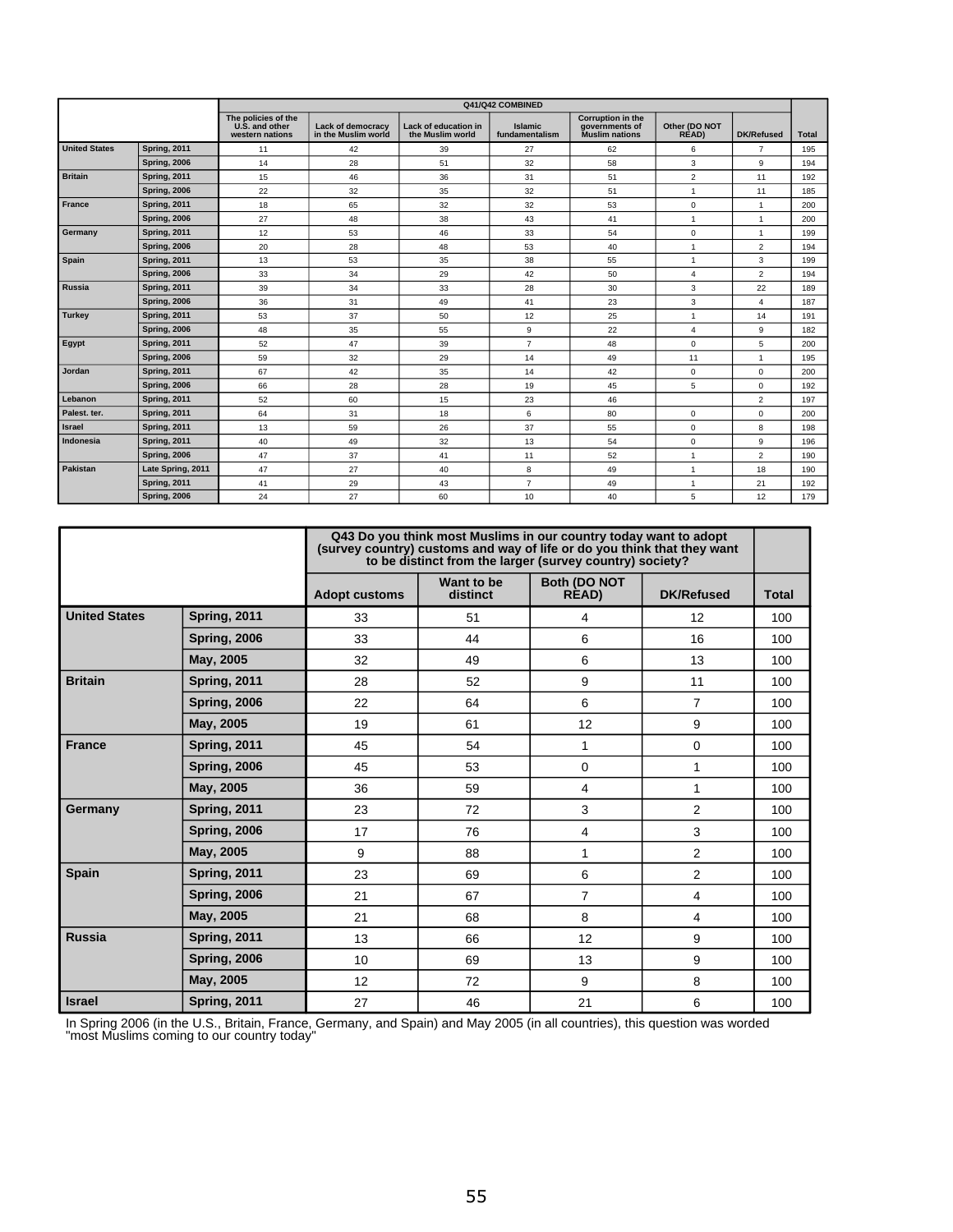| | | Q41/Q42 COMBINED | | | | | | | |
|---|---|---|---|---|---|---|---|---|---|
| | | The policies of the U.S. and other western nations | Lack of democracy in the Muslim world | Lack of education in the Muslim world | Islamic fundamentalism | Corruption in the governments of Muslim nations | Other (DO NOT READ) | DK/Refused | Total |
| **United States** | **Spring, 2011** | 11 | 42 | 39 | 27 | 62 | 6 | 7 | 195 |
| | **Spring, 2006** | 14 | 28 | 51 | 32 | 58 | 3 | 9 | 194 |
| **Britain** | **Spring, 2011** | 15 | 46 | 36 | 31 | 51 | 2 | 11 | 192 |
| | **Spring, 2006** | 22 | 32 | 35 | 32 | 51 | 1 | 11 | 185 |
| **France** | **Spring, 2011** | 18 | 65 | 32 | 32 | 53 | 0 | 1 | 200 |
| | **Spring, 2006** | 27 | 48 | 38 | 43 | 41 | 1 | 1 | 200 |
| **Germany** | **Spring, 2011** | 12 | 53 | 46 | 33 | 54 | 0 | 1 | 199 |
| | **Spring, 2006** | 20 | 28 | 48 | 53 | 40 | 1 | 2 | 194 |
| **Spain** | **Spring, 2011** | 13 | 53 | 35 | 38 | 55 | 1 | 3 | 199 |
| | **Spring, 2006** | 33 | 34 | 29 | 42 | 50 | 4 | 2 | 194 |
| **Russia** | **Spring, 2011** | 39 | 34 | 33 | 28 | 30 | 3 | 22 | 189 |
| | **Spring, 2006** | 36 | 31 | 49 | 41 | 23 | 3 | 4 | 187 |
| **Turkey** | **Spring, 2011** | 53 | 37 | 50 | 12 | 25 | 1 | 14 | 191 |
| | **Spring, 2006** | 48 | 35 | 55 | 9 | 22 | 4 | 9 | 182 |
| **Egypt** | **Spring, 2011** | 52 | 47 | 39 | 7 | 48 | 0 | 5 | 200 |
| | **Spring, 2006** | 59 | 32 | 29 | 14 | 49 | 11 | 1 | 195 |
| **Jordan** | **Spring, 2011** | 67 | 42 | 35 | 14 | 42 | 0 | 0 | 200 |
| | **Spring, 2006** | 66 | 28 | 28 | 19 | 45 | 5 | 0 | 192 |
| **Lebanon** | **Spring, 2011** | 52 | 60 | 15 | 23 | 46 | | 2 | 197 |
| **Palest. ter.** | **Spring, 2011** | 64 | 31 | 18 | 6 | 80 | 0 | 0 | 200 |
| **Israel** | **Spring, 2011** | 13 | 59 | 26 | 37 | 55 | 0 | 8 | 198 |
| **Indonesia** | **Spring, 2011** | 40 | 49 | 32 | 13 | 54 | 0 | 9 | 196 |
| | **Spring, 2006** | 47 | 37 | 41 | 11 | 52 | 1 | 2 | 190 |
| **Pakistan** | **Late Spring, 2011** | 47 | 27 | 40 | 8 | 49 | 1 | 18 | 190 |
| | **Spring, 2011** | 41 | 29 | 43 | 7 | 49 | 1 | 21 | 192 |
| | **Spring, 2006** | 24 | 27 | 60 | 10 | 40 | 5 | 12 | 179 |

| | | Q43 Do you think most Muslims in our country today want to adopt (survey country) customs and way of life or do you think that they want to be distinct from the larger (survey country) society? | | | | |
|---|---|---|---|---|---|---|
| | | Adopt customs | Want to be distinct | Both (DO NOT READ) | DK/Refused | Total |
| **United States** | **Spring, 2011** | 33 | 51 | 4 | 12 | 100 |
| | **Spring, 2006** | 33 | 44 | 6 | 16 | 100 |
| | **May, 2005** | 32 | 49 | 6 | 13 | 100 |
| **Britain** | **Spring, 2011** | 28 | 52 | 9 | 11 | 100 |
| | **Spring, 2006** | 22 | 64 | 6 | 7 | 100 |
| | **May, 2005** | 19 | 61 | 12 | 9 | 100 |
| **France** | **Spring, 2011** | 45 | 54 | 1 | 0 | 100 |
| | **Spring, 2006** | 45 | 53 | 0 | 1 | 100 |
| | **May, 2005** | 36 | 59 | 4 | 1 | 100 |
| **Germany** | **Spring, 2011** | 23 | 72 | 3 | 2 | 100 |
| | **Spring, 2006** | 17 | 76 | 4 | 3 | 100 |
| | **May, 2005** | 9 | 88 | 1 | 2 | 100 |
| **Spain** | **Spring, 2011** | 23 | 69 | 6 | 2 | 100 |
| | **Spring, 2006** | 21 | 67 | 7 | 4 | 100 |
| | **May, 2005** | 21 | 68 | 8 | 4 | 100 |
| **Russia** | **Spring, 2011** | 13 | 66 | 12 | 9 | 100 |
| | **Spring, 2006** | 10 | 69 | 13 | 9 | 100 |
| | **May, 2005** | 12 | 72 | 9 | 8 | 100 |
| **Israel** | **Spring, 2011** | 27 | 46 | 21 | 6 | 100 |

In Spring 2006 (in the U.S., Britain, France, Germany, and Spain) and May 2005 (in all countries), this question was worded "most Muslims coming to our country today"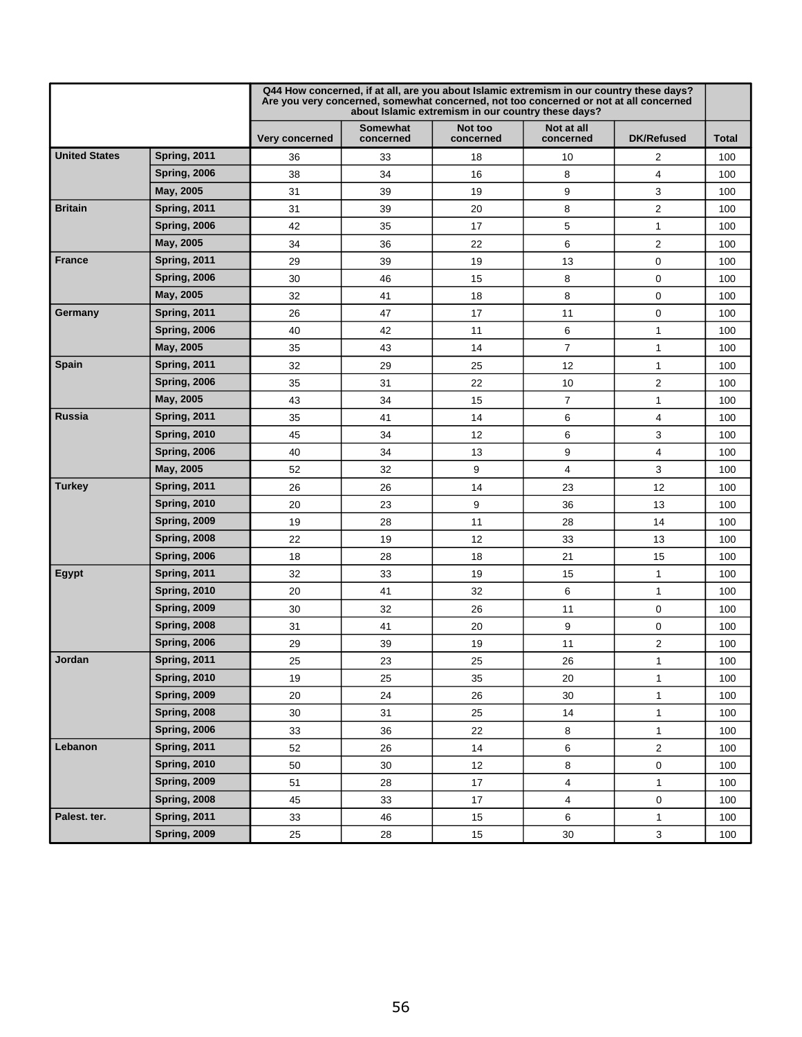| | | Q44 How concerned, if at all, are you about Islamic extremism in our country these days? Are you very concerned, somewhat concerned, not too concerned or not at all concerned about Islamic extremism in our country these days? | | | | | |
|---|---|---|---|---|---|---|---|
| | | Very concerned | Somewhat concerned | Not too concerned | Not at all concerned | DK/Refused | Total |
| **United States** | **Spring, 2011** | 36 | 33 | 18 | 10 | 2 | 100 |
| | **Spring, 2006** | 38 | 34 | 16 | 8 | 4 | 100 |
| | **May, 2005** | 31 | 39 | 19 | 9 | 3 | 100 |
| **Britain** | **Spring, 2011** | 31 | 39 | 20 | 8 | 2 | 100 |
| | **Spring, 2006** | 42 | 35 | 17 | 5 | 1 | 100 |
| | **May, 2005** | 34 | 36 | 22 | 6 | 2 | 100 |
| **France** | **Spring, 2011** | 29 | 39 | 19 | 13 | 0 | 100 |
| | **Spring, 2006** | 30 | 46 | 15 | 8 | 0 | 100 |
| | **May, 2005** | 32 | 41 | 18 | 8 | 0 | 100 |
| **Germany** | **Spring, 2011** | 26 | 47 | 17 | 11 | 0 | 100 |
| | **Spring, 2006** | 40 | 42 | 11 | 6 | 1 | 100 |
| | **May, 2005** | 35 | 43 | 14 | 7 | 1 | 100 |
| **Spain** | **Spring, 2011** | 32 | 29 | 25 | 12 | 1 | 100 |
| | **Spring, 2006** | 35 | 31 | 22 | 10 | 2 | 100 |
| | **May, 2005** | 43 | 34 | 15 | 7 | 1 | 100 |
| **Russia** | **Spring, 2011** | 35 | 41 | 14 | 6 | 4 | 100 |
| | **Spring, 2010** | 45 | 34 | 12 | 6 | 3 | 100 |
| | **Spring, 2006** | 40 | 34 | 13 | 9 | 4 | 100 |
| | **May, 2005** | 52 | 32 | 9 | 4 | 3 | 100 |
| **Turkey** | **Spring, 2011** | 26 | 26 | 14 | 23 | 12 | 100 |
| | **Spring, 2010** | 20 | 23 | 9 | 36 | 13 | 100 |
| | **Spring, 2009** | 19 | 28 | 11 | 28 | 14 | 100 |
| | **Spring, 2008** | 22 | 19 | 12 | 33 | 13 | 100 |
| | **Spring, 2006** | 18 | 28 | 18 | 21 | 15 | 100 |
| **Egypt** | **Spring, 2011** | 32 | 33 | 19 | 15 | 1 | 100 |
| | **Spring, 2010** | 20 | 41 | 32 | 6 | 1 | 100 |
| | **Spring, 2009** | 30 | 32 | 26 | 11 | 0 | 100 |
| | **Spring, 2008** | 31 | 41 | 20 | 9 | 0 | 100 |
| | **Spring, 2006** | 29 | 39 | 19 | 11 | 2 | 100 |
| **Jordan** | **Spring, 2011** | 25 | 23 | 25 | 26 | 1 | 100 |
| | **Spring, 2010** | 19 | 25 | 35 | 20 | 1 | 100 |
| | **Spring, 2009** | 20 | 24 | 26 | 30 | 1 | 100 |
| | **Spring, 2008** | 30 | 31 | 25 | 14 | 1 | 100 |
| | **Spring, 2006** | 33 | 36 | 22 | 8 | 1 | 100 |
| **Lebanon** | **Spring, 2011** | 52 | 26 | 14 | 6 | 2 | 100 |
| | **Spring, 2010** | 50 | 30 | 12 | 8 | 0 | 100 |
| | **Spring, 2009** | 51 | 28 | 17 | 4 | 1 | 100 |
| | **Spring, 2008** | 45 | 33 | 17 | 4 | 0 | 100 |
| **Palest. ter.** | **Spring, 2011** | 33 | 46 | 15 | 6 | 1 | 100 |
| | **Spring, 2009** | 25 | 28 | 15 | 30 | 3 | 100 |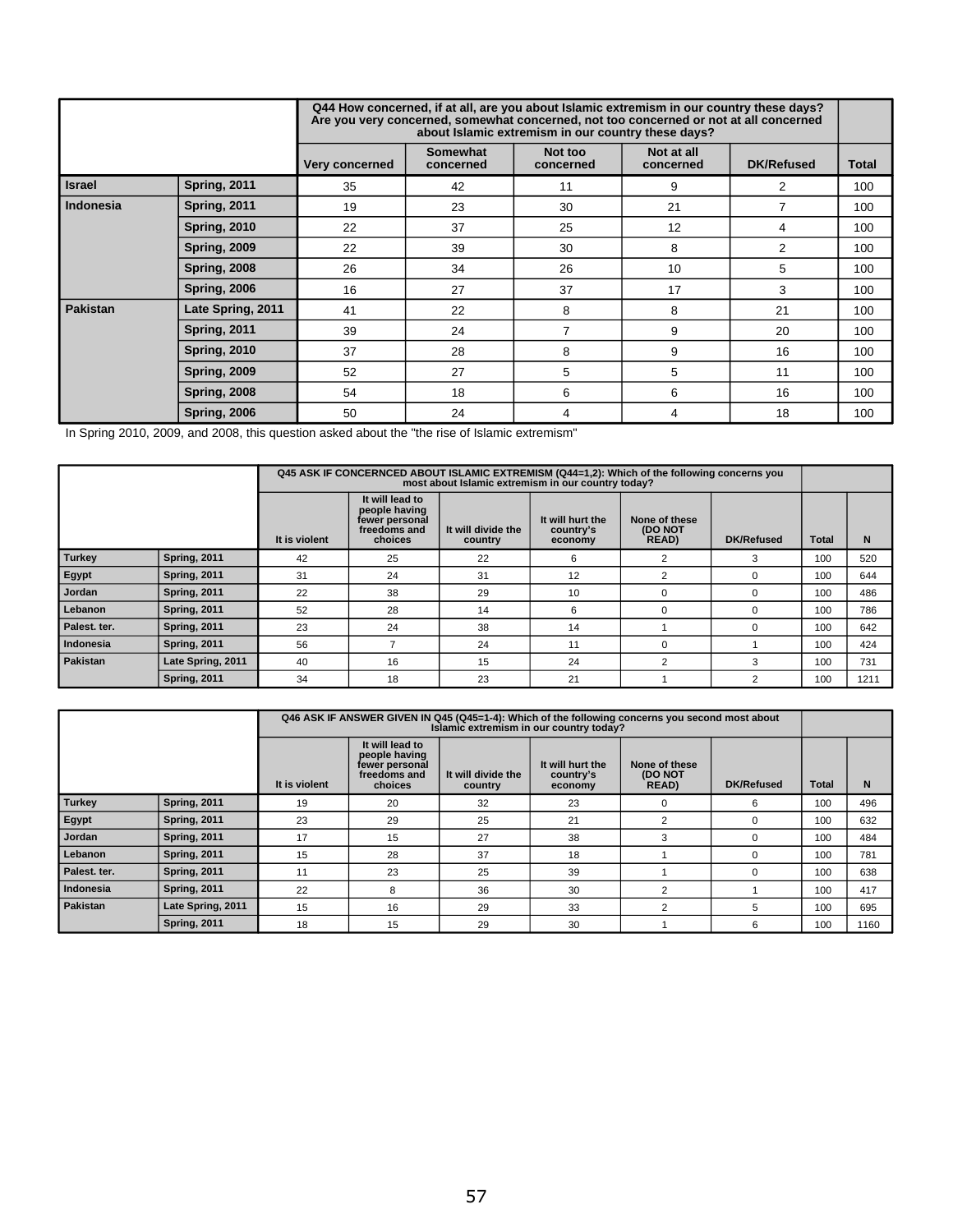| | | Q44 How concerned, if at all, are you about Islamic extremism in our country these days? Are you very concerned, somewhat concerned, not too concerned or not at all concerned about Islamic extremism in our country these days? | | | | | |
|---|---|---|---|---|---|---|---|
| | | Very concerned | Somewhat concerned | Not too concerned | Not at all concerned | DK/Refused | Total |
| Israel | Spring, 2011 | 35 | 42 | 11 | 9 | 2 | 100 |
| Indonesia | Spring, 2011 | 19 | 23 | 30 | 21 | 7 | 100 |
| | Spring, 2010 | 22 | 37 | 25 | 12 | 4 | 100 |
| | Spring, 2009 | 22 | 39 | 30 | 8 | 2 | 100 |
| | Spring, 2008 | 26 | 34 | 26 | 10 | 5 | 100 |
| | Spring, 2006 | 16 | 27 | 37 | 17 | 3 | 100 |
| Pakistan | Late Spring, 2011 | 41 | 22 | 8 | 8 | 21 | 100 |
| | Spring, 2011 | 39 | 24 | 7 | 9 | 20 | 100 |
| | Spring, 2010 | 37 | 28 | 8 | 9 | 16 | 100 |
| | Spring, 2009 | 52 | 27 | 5 | 5 | 11 | 100 |
| | Spring, 2008 | 54 | 18 | 6 | 6 | 16 | 100 |
| | Spring, 2006 | 50 | 24 | 4 | 4 | 18 | 100 |

In Spring 2010, 2009, and 2008, this question asked about the "the rise of Islamic extremism"

| | | Q45 ASK IF CONCERNCED ABOUT ISLAMIC EXTREMISM (Q44=1,2): Which of the following concerns you most about Islamic extremism in our country today? | | | | | | | |
|---|---|---|---|---|---|---|---|---|---|
| | | It is violent | It will lead to people having fewer personal freedoms and choices | It will divide the country | It will hurt the country's economy | None of these (DO NOT READ) | DK/Refused | Total | N |
| Turkey | Spring, 2011 | 42 | 25 | 22 | 6 | 2 | 3 | 100 | 520 |
| Egypt | Spring, 2011 | 31 | 24 | 31 | 12 | 2 | 0 | 100 | 644 |
| Jordan | Spring, 2011 | 22 | 38 | 29 | 10 | 0 | 0 | 100 | 486 |
| Lebanon | Spring, 2011 | 52 | 28 | 14 | 6 | 0 | 0 | 100 | 786 |
| Palest. ter. | Spring, 2011 | 23 | 24 | 38 | 14 | 1 | 0 | 100 | 642 |
| Indonesia | Spring, 2011 | 56 | 7 | 24 | 11 | 0 | 1 | 100 | 424 |
| Pakistan | Late Spring, 2011 | 40 | 16 | 15 | 24 | 2 | 3 | 100 | 731 |
| | Spring, 2011 | 34 | 18 | 23 | 21 | 1 | 2 | 100 | 1211 |

| | | Q46 ASK IF ANSWER GIVEN IN Q45 (Q45=1-4): Which of the following concerns you second most about Islamic extremism in our country today? | | | | | | | |
|---|---|---|---|---|---|---|---|---|---|
| | | It is violent | It will lead to people having fewer personal freedoms and choices | It will divide the country | It will hurt the country's economy | None of these (DO NOT READ) | DK/Refused | Total | N |
| Turkey | Spring, 2011 | 19 | 20 | 32 | 23 | 0 | 6 | 100 | 496 |
| Egypt | Spring, 2011 | 23 | 29 | 25 | 21 | 2 | 0 | 100 | 632 |
| Jordan | Spring, 2011 | 17 | 15 | 27 | 38 | 3 | 0 | 100 | 484 |
| Lebanon | Spring, 2011 | 15 | 28 | 37 | 18 | 1 | 0 | 100 | 781 |
| Palest. ter. | Spring, 2011 | 11 | 23 | 25 | 39 | 1 | 0 | 100 | 638 |
| Indonesia | Spring, 2011 | 22 | 8 | 36 | 30 | 2 | 1 | 100 | 417 |
| Pakistan | Late Spring, 2011 | 15 | 16 | 29 | 33 | 2 | 5 | 100 | 695 |
| | Spring, 2011 | 18 | 15 | 29 | 30 | 1 | 6 | 100 | 1160 |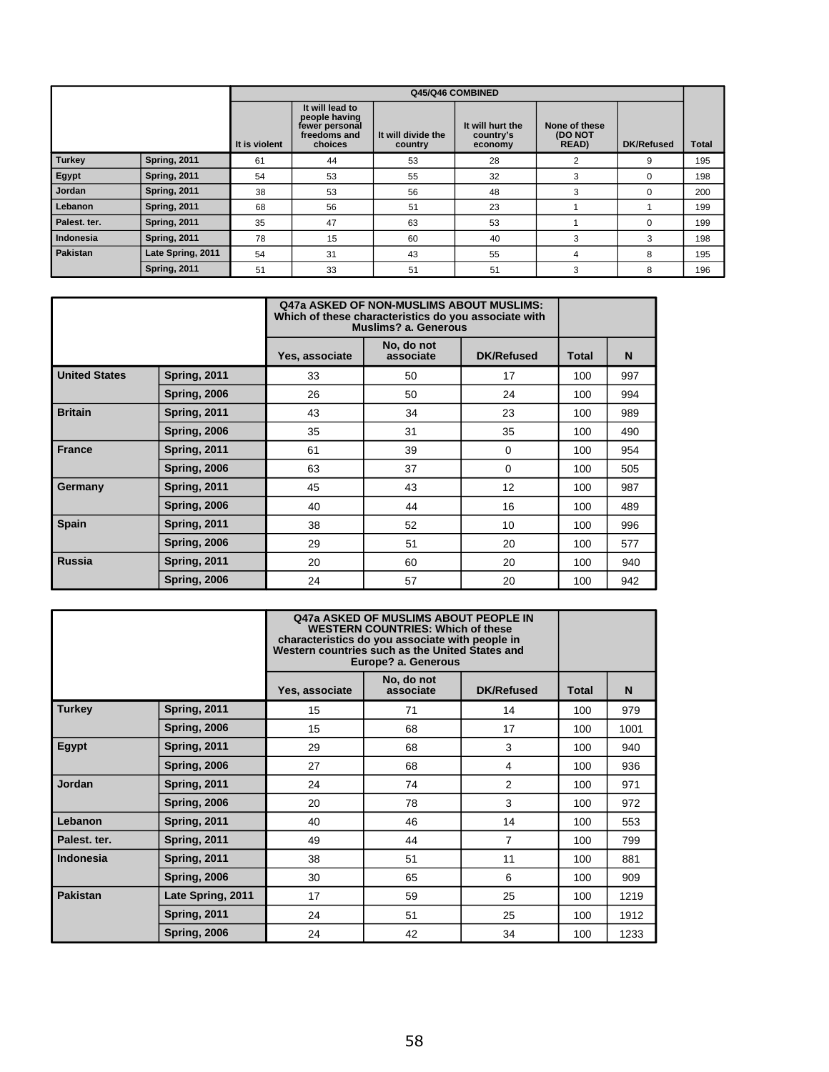| | | Q45/Q46 COMBINED | | | | | | |
|---|---|---|---|---|---|---|---|---|
| | | It is violent | It will lead to people having fewer personal freedoms and choices | It will divide the country | It will hurt the country's economy | None of these (DO NOT READ) | DK/Refused | Total |
| Turkey | Spring, 2011 | 61 | 44 | 53 | 28 | 2 | 9 | 195 |
| Egypt | Spring, 2011 | 54 | 53 | 55 | 32 | 3 | 0 | 198 |
| Jordan | Spring, 2011 | 38 | 53 | 56 | 48 | 3 | 0 | 200 |
| Lebanon | Spring, 2011 | 68 | 56 | 51 | 23 | 1 | 1 | 199 |
| Palest. ter. | Spring, 2011 | 35 | 47 | 63 | 53 | 1 | 0 | 199 |
| Indonesia | Spring, 2011 | 78 | 15 | 60 | 40 | 3 | 3 | 198 |
| Pakistan | Late Spring, 2011 | 54 | 31 | 43 | 55 | 4 | 8 | 195 |
| | Spring, 2011 | 51 | 33 | 51 | 51 | 3 | 8 | 196 |

| | | Q47a ASKED OF NON-MUSLIMS ABOUT MUSLIMS: Which of these characteristics do you associate with Muslims? a. Generous | | | | |
|---|---|---|---|---|---|---|
| | | Yes, associate | No, do not associate | DK/Refused | Total | N |
| United States | Spring, 2011 | 33 | 50 | 17 | 100 | 997 |
| | Spring, 2006 | 26 | 50 | 24 | 100 | 994 |
| Britain | Spring, 2011 | 43 | 34 | 23 | 100 | 989 |
| | Spring, 2006 | 35 | 31 | 35 | 100 | 490 |
| France | Spring, 2011 | 61 | 39 | 0 | 100 | 954 |
| | Spring, 2006 | 63 | 37 | 0 | 100 | 505 |
| Germany | Spring, 2011 | 45 | 43 | 12 | 100 | 987 |
| | Spring, 2006 | 40 | 44 | 16 | 100 | 489 |
| Spain | Spring, 2011 | 38 | 52 | 10 | 100 | 996 |
| | Spring, 2006 | 29 | 51 | 20 | 100 | 577 |
| Russia | Spring, 2011 | 20 | 60 | 20 | 100 | 940 |
| | Spring, 2006 | 24 | 57 | 20 | 100 | 942 |

| | | Q47a ASKED OF MUSLIMS ABOUT PEOPLE IN WESTERN COUNTRIES: Which of these characteristics do you associate with people in Western countries such as the United States and Europe? a. Generous | | | | |
|---|---|---|---|---|---|---|
| | | Yes, associate | No, do not associate | DK/Refused | Total | N |
| Turkey | Spring, 2011 | 15 | 71 | 14 | 100 | 979 |
| | Spring, 2006 | 15 | 68 | 17 | 100 | 1001 |
| Egypt | Spring, 2011 | 29 | 68 | 3 | 100 | 940 |
| | Spring, 2006 | 27 | 68 | 4 | 100 | 936 |
| Jordan | Spring, 2011 | 24 | 74 | 2 | 100 | 971 |
| | Spring, 2006 | 20 | 78 | 3 | 100 | 972 |
| Lebanon | Spring, 2011 | 40 | 46 | 14 | 100 | 553 |
| Palest. ter. | Spring, 2011 | 49 | 44 | 7 | 100 | 799 |
| Indonesia | Spring, 2011 | 38 | 51 | 11 | 100 | 881 |
| | Spring, 2006 | 30 | 65 | 6 | 100 | 909 |
| Pakistan | Late Spring, 2011 | 17 | 59 | 25 | 100 | 1219 |
| | Spring, 2011 | 24 | 51 | 25 | 100 | 1912 |
| | Spring, 2006 | 24 | 42 | 34 | 100 | 1233 |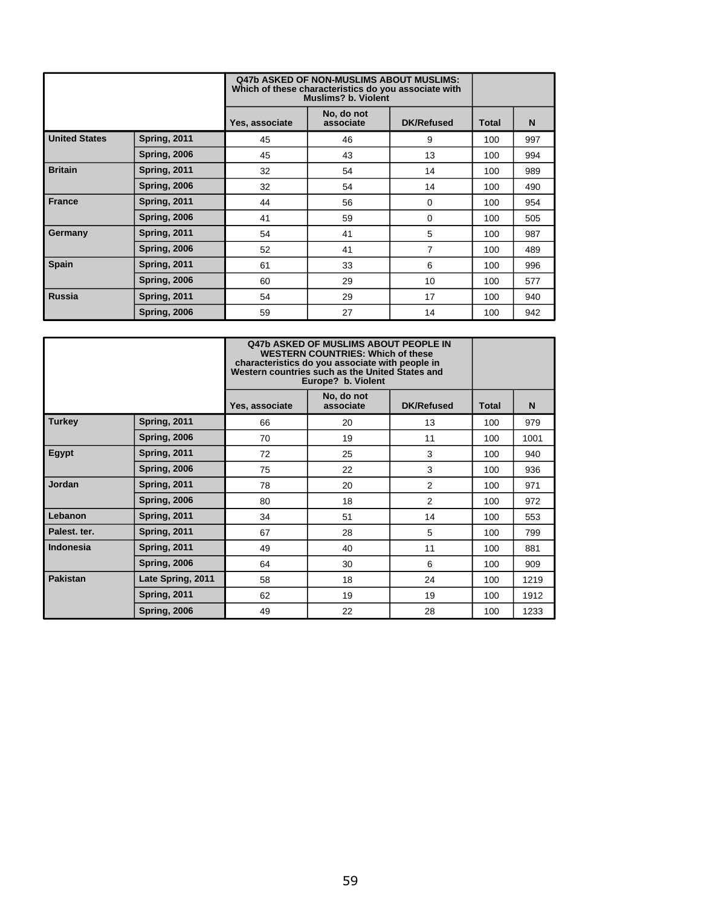| | | Q47b ASKED OF NON-MUSLIMS ABOUT MUSLIMS: Which of these characteristics do you associate with Muslims? b. Violent | | | | |
|---|---|---|---|---|---|---|
| | | Yes, associate | No, do not associate | DK/Refused | Total | N |
| United States | Spring, 2011 | 45 | 46 | 9 | 100 | 997 |
| | Spring, 2006 | 45 | 43 | 13 | 100 | 994 |
| Britain | Spring, 2011 | 32 | 54 | 14 | 100 | 989 |
| | Spring, 2006 | 32 | 54 | 14 | 100 | 490 |
| France | Spring, 2011 | 44 | 56 | 0 | 100 | 954 |
| | Spring, 2006 | 41 | 59 | 0 | 100 | 505 |
| Germany | Spring, 2011 | 54 | 41 | 5 | 100 | 987 |
| | Spring, 2006 | 52 | 41 | 7 | 100 | 489 |
| Spain | Spring, 2011 | 61 | 33 | 6 | 100 | 996 |
| | Spring, 2006 | 60 | 29 | 10 | 100 | 577 |
| Russia | Spring, 2011 | 54 | 29 | 17 | 100 | 940 |
| | Spring, 2006 | 59 | 27 | 14 | 100 | 942 |

| | | Q47b ASKED OF MUSLIMS ABOUT PEOPLE IN WESTERN COUNTRIES: Which of these characteristics do you associate with people in Western countries such as the United States and Europe? b. Violent | | | | |
|---|---|---|---|---|---|---|
| | | Yes, associate | No, do not associate | DK/Refused | Total | N |
| Turkey | Spring, 2011 | 66 | 20 | 13 | 100 | 979 |
| | Spring, 2006 | 70 | 19 | 11 | 100 | 1001 |
| Egypt | Spring, 2011 | 72 | 25 | 3 | 100 | 940 |
| | Spring, 2006 | 75 | 22 | 3 | 100 | 936 |
| Jordan | Spring, 2011 | 78 | 20 | 2 | 100 | 971 |
| | Spring, 2006 | 80 | 18 | 2 | 100 | 972 |
| Lebanon | Spring, 2011 | 34 | 51 | 14 | 100 | 553 |
| Palest. ter. | Spring, 2011 | 67 | 28 | 5 | 100 | 799 |
| Indonesia | Spring, 2011 | 49 | 40 | 11 | 100 | 881 |
| | Spring, 2006 | 64 | 30 | 6 | 100 | 909 |
| Pakistan | Late Spring, 2011 | 58 | 18 | 24 | 100 | 1219 |
| | Spring, 2011 | 62 | 19 | 19 | 100 | 1912 |
| | Spring, 2006 | 49 | 22 | 28 | 100 | 1233 |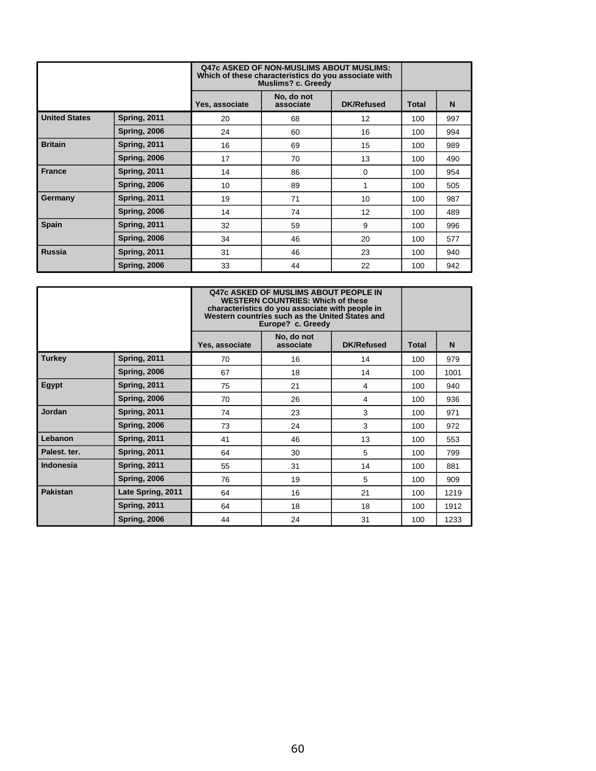| | | Q47c ASKED OF NON-MUSLIMS ABOUT MUSLIMS: Which of these characteristics do you associate with Muslims? c. Greedy | | | | |
|---|---|---|---|---|---|---|
| | | Yes, associate | No, do not associate | DK/Refused | Total | N |
| **United States** | **Spring, 2011** | 20 | 68 | 12 | 100 | 997 |
| | **Spring, 2006** | 24 | 60 | 16 | 100 | 994 |
| **Britain** | **Spring, 2011** | 16 | 69 | 15 | 100 | 989 |
| | **Spring, 2006** | 17 | 70 | 13 | 100 | 490 |
| **France** | **Spring, 2011** | 14 | 86 | 0 | 100 | 954 |
| | **Spring, 2006** | 10 | 89 | 1 | 100 | 505 |
| **Germany** | **Spring, 2011** | 19 | 71 | 10 | 100 | 987 |
| | **Spring, 2006** | 14 | 74 | 12 | 100 | 489 |
| **Spain** | **Spring, 2011** | 32 | 59 | 9 | 100 | 996 |
| | **Spring, 2006** | 34 | 46 | 20 | 100 | 577 |
| **Russia** | **Spring, 2011** | 31 | 46 | 23 | 100 | 940 |
| | **Spring, 2006** | 33 | 44 | 22 | 100 | 942 |

| | | Q47c ASKED OF MUSLIMS ABOUT PEOPLE IN WESTERN COUNTRIES: Which of these characteristics do you associate with people in Western countries such as the United States and Europe? c. Greedy | | | | |
|---|---|---|---|---|---|---|
| | | Yes, associate | No, do not associate | DK/Refused | Total | N |
| **Turkey** | **Spring, 2011** | 70 | 16 | 14 | 100 | 979 |
| | **Spring, 2006** | 67 | 18 | 14 | 100 | 1001 |
| **Egypt** | **Spring, 2011** | 75 | 21 | 4 | 100 | 940 |
| | **Spring, 2006** | 70 | 26 | 4 | 100 | 936 |
| **Jordan** | **Spring, 2011** | 74 | 23 | 3 | 100 | 971 |
| | **Spring, 2006** | 73 | 24 | 3 | 100 | 972 |
| **Lebanon** | **Spring, 2011** | 41 | 46 | 13 | 100 | 553 |
| **Palest. ter.** | **Spring, 2011** | 64 | 30 | 5 | 100 | 799 |
| **Indonesia** | **Spring, 2011** | 55 | 31 | 14 | 100 | 881 |
| | **Spring, 2006** | 76 | 19 | 5 | 100 | 909 |
| **Pakistan** | **Late Spring, 2011** | 64 | 16 | 21 | 100 | 1219 |
| | **Spring, 2011** | 64 | 18 | 18 | 100 | 1912 |
| | **Spring, 2006** | 44 | 24 | 31 | 100 | 1233 |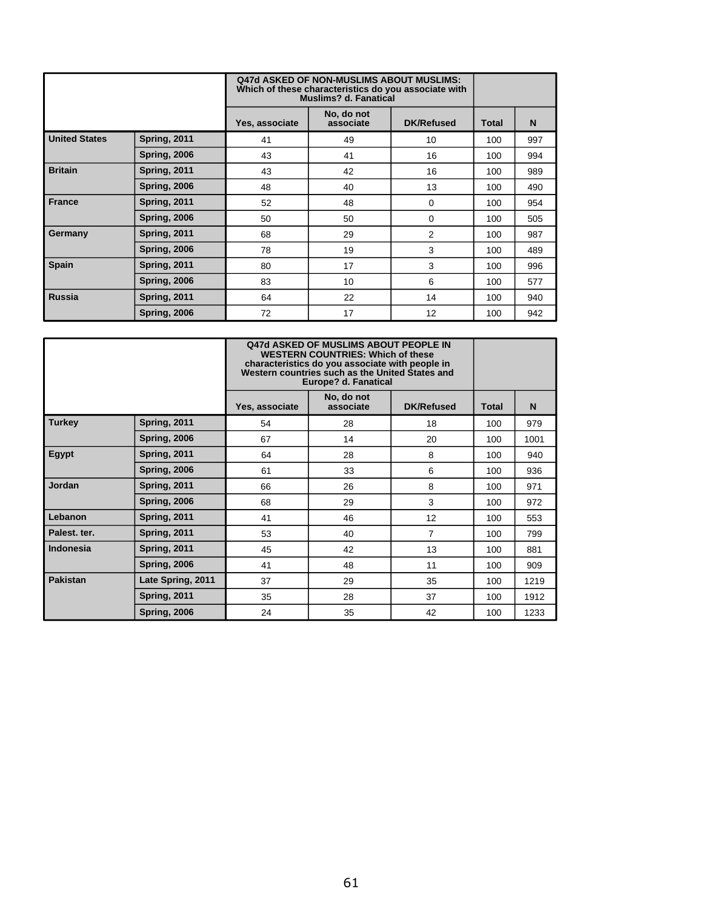| | | Q47d ASKED OF NON-MUSLIMS ABOUT MUSLIMS: Which of these characteristics do you associate with Muslims? d. Fanatical | | | | |
|---|---|---|---|---|---|---|
| | | Yes, associate | No, do not associate | DK/Refused | Total | N |
| United States | Spring, 2011 | 41 | 49 | 10 | 100 | 997 |
| | Spring, 2006 | 43 | 41 | 16 | 100 | 994 |
| Britain | Spring, 2011 | 43 | 42 | 16 | 100 | 989 |
| | Spring, 2006 | 48 | 40 | 13 | 100 | 490 |
| France | Spring, 2011 | 52 | 48 | 0 | 100 | 954 |
| | Spring, 2006 | 50 | 50 | 0 | 100 | 505 |
| Germany | Spring, 2011 | 68 | 29 | 2 | 100 | 987 |
| | Spring, 2006 | 78 | 19 | 3 | 100 | 489 |
| Spain | Spring, 2011 | 80 | 17 | 3 | 100 | 996 |
| | Spring, 2006 | 83 | 10 | 6 | 100 | 577 |
| Russia | Spring, 2011 | 64 | 22 | 14 | 100 | 940 |
| | Spring, 2006 | 72 | 17 | 12 | 100 | 942 |

| | | Q47d ASKED OF MUSLIMS ABOUT PEOPLE IN WESTERN COUNTRIES: Which of these characteristics do you associate with people in Western countries such as the United States and Europe? d. Fanatical | | | | |
|---|---|---|---|---|---|---|
| | | Yes, associate | No, do not associate | DK/Refused | Total | N |
| Turkey | Spring, 2011 | 54 | 28 | 18 | 100 | 979 |
| | Spring, 2006 | 67 | 14 | 20 | 100 | 1001 |
| Egypt | Spring, 2011 | 64 | 28 | 8 | 100 | 940 |
| | Spring, 2006 | 61 | 33 | 6 | 100 | 936 |
| Jordan | Spring, 2011 | 66 | 26 | 8 | 100 | 971 |
| | Spring, 2006 | 68 | 29 | 3 | 100 | 972 |
| Lebanon | Spring, 2011 | 41 | 46 | 12 | 100 | 553 |
| Palest. ter. | Spring, 2011 | 53 | 40 | 7 | 100 | 799 |
| Indonesia | Spring, 2011 | 45 | 42 | 13 | 100 | 881 |
| | Spring, 2006 | 41 | 48 | 11 | 100 | 909 |
| Pakistan | Late Spring, 2011 | 37 | 29 | 35 | 100 | 1219 |
| | Spring, 2011 | 35 | 28 | 37 | 100 | 1912 |
| | Spring, 2006 | 24 | 35 | 42 | 100 | 1233 |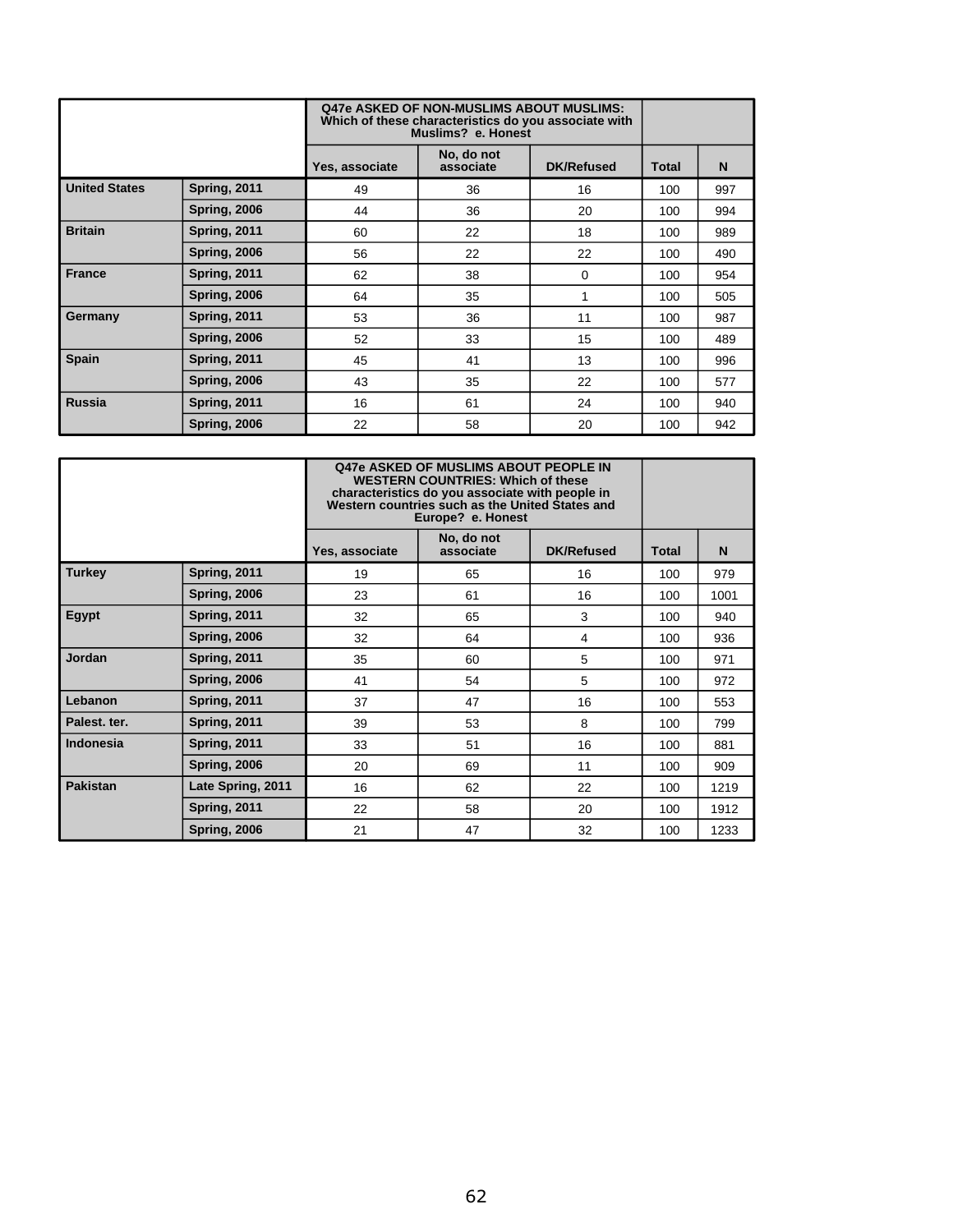| | | Q47e ASKED OF NON-MUSLIMS ABOUT MUSLIMS: Which of these characteristics do you associate with Muslims? e. Honest | | | | |
|---|---|---|---|---|---|---|
| | | Yes, associate | No, do not associate | DK/Refused | Total | N |
| **United States** | **Spring, 2011** | 49 | 36 | 16 | 100 | 997 |
| | **Spring, 2006** | 44 | 36 | 20 | 100 | 994 |
| **Britain** | **Spring, 2011** | 60 | 22 | 18 | 100 | 989 |
| | **Spring, 2006** | 56 | 22 | 22 | 100 | 490 |
| **France** | **Spring, 2011** | 62 | 38 | 0 | 100 | 954 |
| | **Spring, 2006** | 64 | 35 | 1 | 100 | 505 |
| **Germany** | **Spring, 2011** | 53 | 36 | 11 | 100 | 987 |
| | **Spring, 2006** | 52 | 33 | 15 | 100 | 489 |
| **Spain** | **Spring, 2011** | 45 | 41 | 13 | 100 | 996 |
| | **Spring, 2006** | 43 | 35 | 22 | 100 | 577 |
| **Russia** | **Spring, 2011** | 16 | 61 | 24 | 100 | 940 |
| | **Spring, 2006** | 22 | 58 | 20 | 100 | 942 |

| | | Q47e ASKED OF MUSLIMS ABOUT PEOPLE IN WESTERN COUNTRIES: Which of these characteristics do you associate with people in Western countries such as the United States and Europe? e. Honest | | | | |
|---|---|---|---|---|---|---|
| | | Yes, associate | No, do not associate | DK/Refused | Total | N |
| **Turkey** | **Spring, 2011** | 19 | 65 | 16 | 100 | 979 |
| | **Spring, 2006** | 23 | 61 | 16 | 100 | 1001 |
| **Egypt** | **Spring, 2011** | 32 | 65 | 3 | 100 | 940 |
| | **Spring, 2006** | 32 | 64 | 4 | 100 | 936 |
| **Jordan** | **Spring, 2011** | 35 | 60 | 5 | 100 | 971 |
| | **Spring, 2006** | 41 | 54 | 5 | 100 | 972 |
| **Lebanon** | **Spring, 2011** | 37 | 47 | 16 | 100 | 553 |
| **Palest. ter.** | **Spring, 2011** | 39 | 53 | 8 | 100 | 799 |
| **Indonesia** | **Spring, 2011** | 33 | 51 | 16 | 100 | 881 |
| | **Spring, 2006** | 20 | 69 | 11 | 100 | 909 |
| **Pakistan** | **Late Spring, 2011** | 16 | 62 | 22 | 100 | 1219 |
| | **Spring, 2011** | 22 | 58 | 20 | 100 | 1912 |
| | **Spring, 2006** | 21 | 47 | 32 | 100 | 1233 |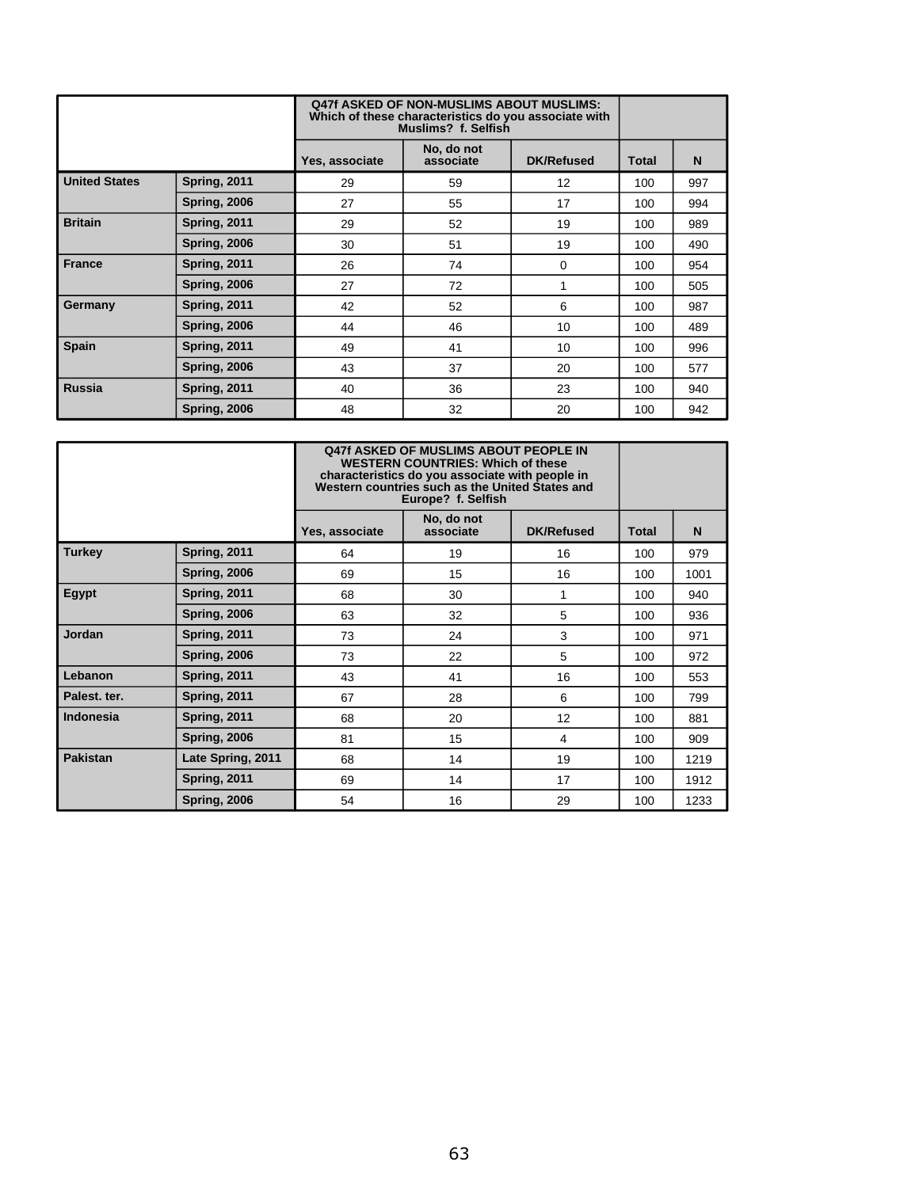| | | Q47f ASKED OF NON-MUSLIMS ABOUT MUSLIMS: Which of these characteristics do you associate with Muslims? f. Selfish | | | | |
|---|---|---|---|---|---|---|
| | | Yes, associate | No, do not associate | DK/Refused | Total | N |
| United States | Spring, 2011 | 29 | 59 | 12 | 100 | 997 |
| | Spring, 2006 | 27 | 55 | 17 | 100 | 994 |
| Britain | Spring, 2011 | 29 | 52 | 19 | 100 | 989 |
| | Spring, 2006 | 30 | 51 | 19 | 100 | 490 |
| France | Spring, 2011 | 26 | 74 | 0 | 100 | 954 |
| | Spring, 2006 | 27 | 72 | 1 | 100 | 505 |
| Germany | Spring, 2011 | 42 | 52 | 6 | 100 | 987 |
| | Spring, 2006 | 44 | 46 | 10 | 100 | 489 |
| Spain | Spring, 2011 | 49 | 41 | 10 | 100 | 996 |
| | Spring, 2006 | 43 | 37 | 20 | 100 | 577 |
| Russia | Spring, 2011 | 40 | 36 | 23 | 100 | 940 |
| | Spring, 2006 | 48 | 32 | 20 | 100 | 942 |

| | | Q47f ASKED OF MUSLIMS ABOUT PEOPLE IN WESTERN COUNTRIES: Which of these characteristics do you associate with people in Western countries such as the United States and Europe? f. Selfish | | | | |
|---|---|---|---|---|---|---|
| | | Yes, associate | No, do not associate | DK/Refused | Total | N |
| Turkey | Spring, 2011 | 64 | 19 | 16 | 100 | 979 |
| | Spring, 2006 | 69 | 15 | 16 | 100 | 1001 |
| Egypt | Spring, 2011 | 68 | 30 | 1 | 100 | 940 |
| | Spring, 2006 | 63 | 32 | 5 | 100 | 936 |
| Jordan | Spring, 2011 | 73 | 24 | 3 | 100 | 971 |
| | Spring, 2006 | 73 | 22 | 5 | 100 | 972 |
| Lebanon | Spring, 2011 | 43 | 41 | 16 | 100 | 553 |
| Palest. ter. | Spring, 2011 | 67 | 28 | 6 | 100 | 799 |
| Indonesia | Spring, 2011 | 68 | 20 | 12 | 100 | 881 |
| | Spring, 2006 | 81 | 15 | 4 | 100 | 909 |
| Pakistan | Late Spring, 2011 | 68 | 14 | 19 | 100 | 1219 |
| | Spring, 2011 | 69 | 14 | 17 | 100 | 1912 |
| | Spring, 2006 | 54 | 16 | 29 | 100 | 1233 |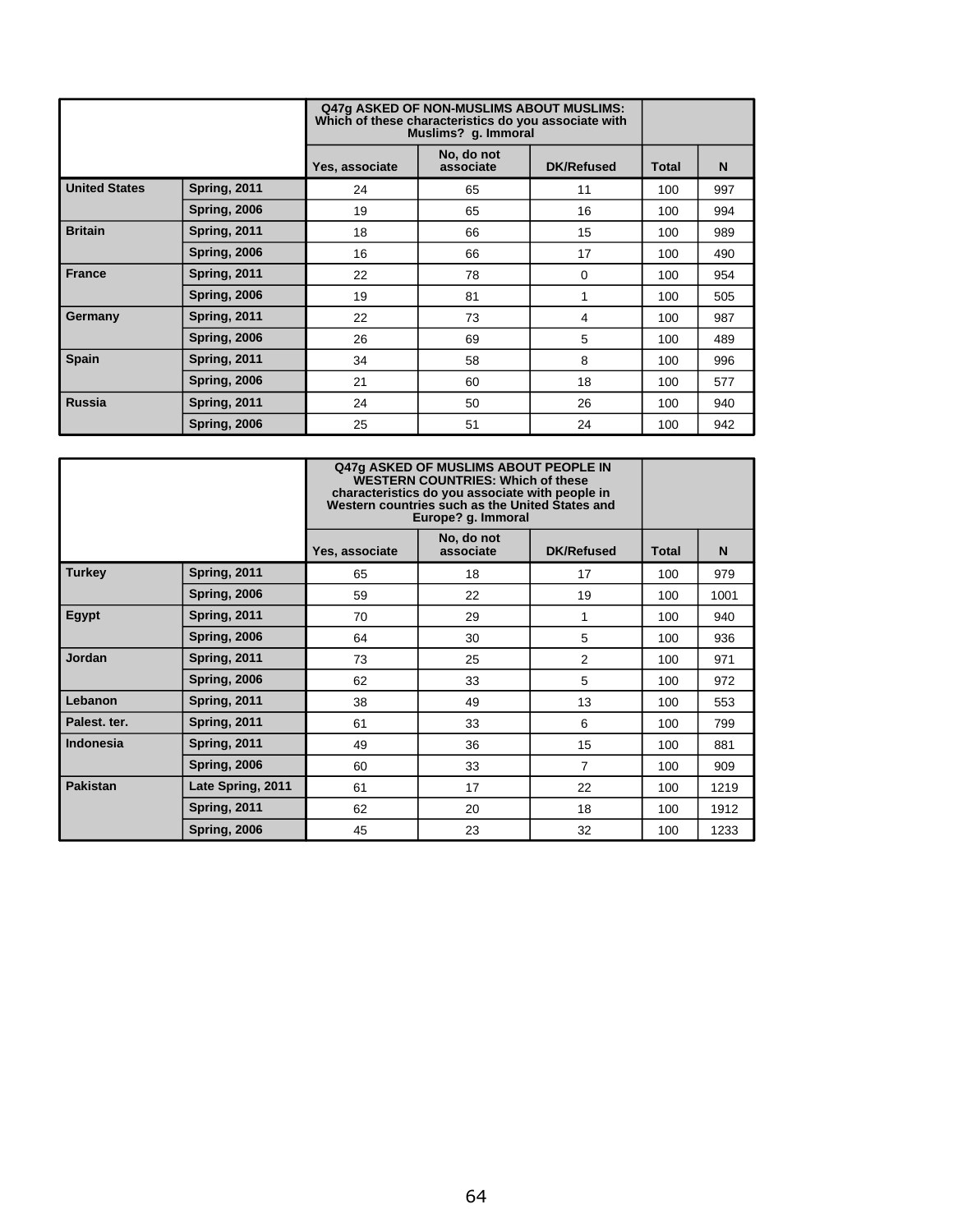| | | Q47g ASKED OF NON-MUSLIMS ABOUT MUSLIMS: Which of these characteristics do you associate with Muslims? g. Immoral | | | | |
|---|---|---|---|---|---|---|
| | | Yes, associate | No, do not associate | DK/Refused | Total | N |
| United States | Spring, 2011 | 24 | 65 | 11 | 100 | 997 |
| | Spring, 2006 | 19 | 65 | 16 | 100 | 994 |
| Britain | Spring, 2011 | 18 | 66 | 15 | 100 | 989 |
| | Spring, 2006 | 16 | 66 | 17 | 100 | 490 |
| France | Spring, 2011 | 22 | 78 | 0 | 100 | 954 |
| | Spring, 2006 | 19 | 81 | 1 | 100 | 505 |
| Germany | Spring, 2011 | 22 | 73 | 4 | 100 | 987 |
| | Spring, 2006 | 26 | 69 | 5 | 100 | 489 |
| Spain | Spring, 2011 | 34 | 58 | 8 | 100 | 996 |
| | Spring, 2006 | 21 | 60 | 18 | 100 | 577 |
| Russia | Spring, 2011 | 24 | 50 | 26 | 100 | 940 |
| | Spring, 2006 | 25 | 51 | 24 | 100 | 942 |

| | | Q47g ASKED OF MUSLIMS ABOUT PEOPLE IN WESTERN COUNTRIES: Which of these characteristics do you associate with people in Western countries such as the United States and Europe? g. Immoral | | | | |
|---|---|---|---|---|---|---|
| | | Yes, associate | No, do not associate | DK/Refused | Total | N |
| Turkey | Spring, 2011 | 65 | 18 | 17 | 100 | 979 |
| | Spring, 2006 | 59 | 22 | 19 | 100 | 1001 |
| Egypt | Spring, 2011 | 70 | 29 | 1 | 100 | 940 |
| | Spring, 2006 | 64 | 30 | 5 | 100 | 936 |
| Jordan | Spring, 2011 | 73 | 25 | 2 | 100 | 971 |
| | Spring, 2006 | 62 | 33 | 5 | 100 | 972 |
| Lebanon | Spring, 2011 | 38 | 49 | 13 | 100 | 553 |
| Palest. ter. | Spring, 2011 | 61 | 33 | 6 | 100 | 799 |
| Indonesia | Spring, 2011 | 49 | 36 | 15 | 100 | 881 |
| | Spring, 2006 | 60 | 33 | 7 | 100 | 909 |
| Pakistan | Late Spring, 2011 | 61 | 17 | 22 | 100 | 1219 |
| | Spring, 2011 | 62 | 20 | 18 | 100 | 1912 |
| | Spring, 2006 | 45 | 23 | 32 | 100 | 1233 |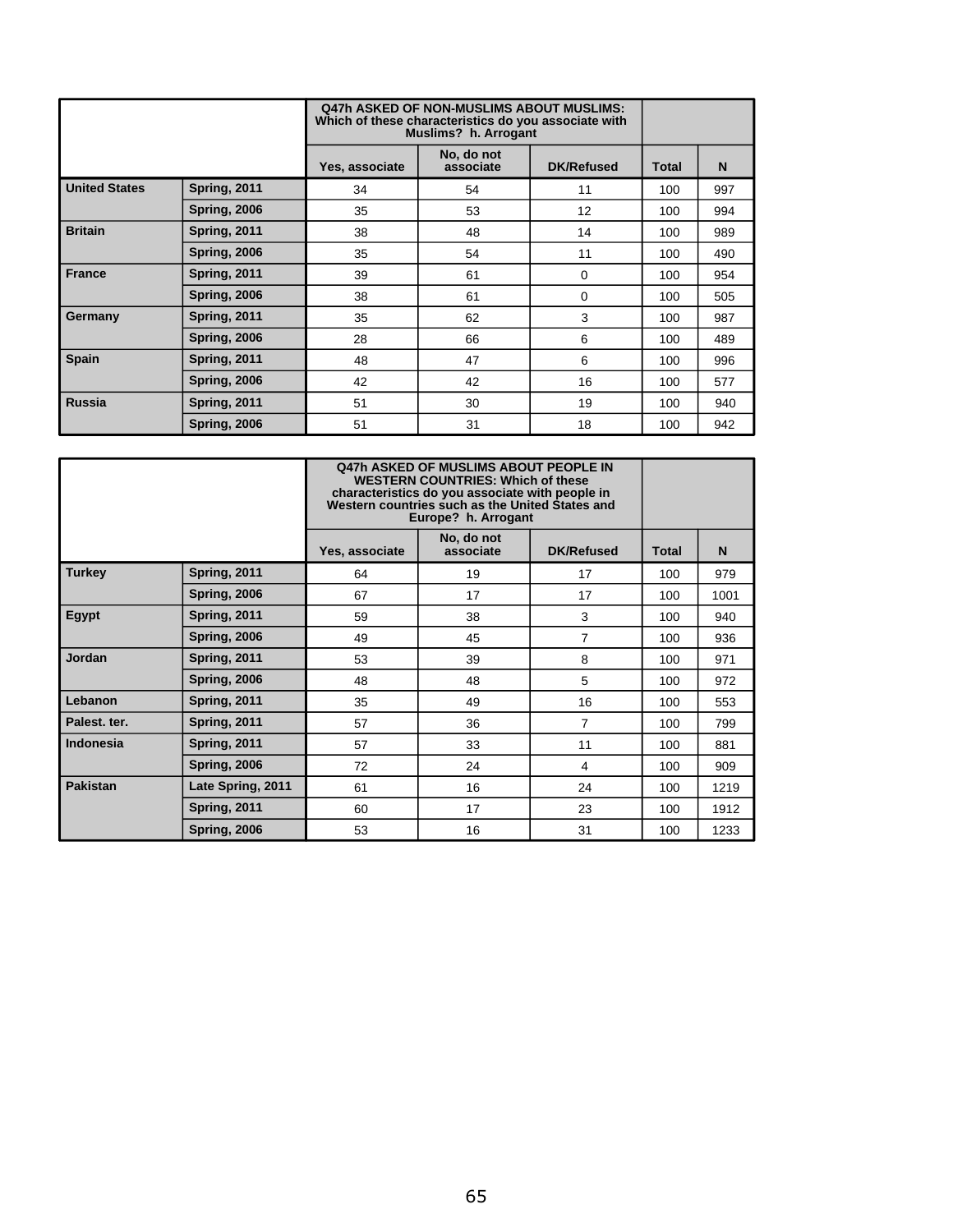| | | Q47h ASKED OF NON-MUSLIMS ABOUT MUSLIMS: Which of these characteristics do you associate with Muslims? h. Arrogant | | | | |
|---|---|---|---|---|---|---|
| | | Yes, associate | No, do not associate | DK/Refused | Total | N |
| United States | Spring, 2011 | 34 | 54 | 11 | 100 | 997 |
| | Spring, 2006 | 35 | 53 | 12 | 100 | 994 |
| Britain | Spring, 2011 | 38 | 48 | 14 | 100 | 989 |
| | Spring, 2006 | 35 | 54 | 11 | 100 | 490 |
| France | Spring, 2011 | 39 | 61 | 0 | 100 | 954 |
| | Spring, 2006 | 38 | 61 | 0 | 100 | 505 |
| Germany | Spring, 2011 | 35 | 62 | 3 | 100 | 987 |
| | Spring, 2006 | 28 | 66 | 6 | 100 | 489 |
| Spain | Spring, 2011 | 48 | 47 | 6 | 100 | 996 |
| | Spring, 2006 | 42 | 42 | 16 | 100 | 577 |
| Russia | Spring, 2011 | 51 | 30 | 19 | 100 | 940 |
| | Spring, 2006 | 51 | 31 | 18 | 100 | 942 |

| | | Q47h ASKED OF MUSLIMS ABOUT PEOPLE IN WESTERN COUNTRIES: Which of these characteristics do you associate with people in Western countries such as the United States and Europe? h. Arrogant | | | | |
|---|---|---|---|---|---|---|
| | | Yes, associate | No, do not associate | DK/Refused | Total | N |
| Turkey | Spring, 2011 | 64 | 19 | 17 | 100 | 979 |
| | Spring, 2006 | 67 | 17 | 17 | 100 | 1001 |
| Egypt | Spring, 2011 | 59 | 38 | 3 | 100 | 940 |
| | Spring, 2006 | 49 | 45 | 7 | 100 | 936 |
| Jordan | Spring, 2011 | 53 | 39 | 8 | 100 | 971 |
| | Spring, 2006 | 48 | 48 | 5 | 100 | 972 |
| Lebanon | Spring, 2011 | 35 | 49 | 16 | 100 | 553 |
| Palest. ter. | Spring, 2011 | 57 | 36 | 7 | 100 | 799 |
| Indonesia | Spring, 2011 | 57 | 33 | 11 | 100 | 881 |
| | Spring, 2006 | 72 | 24 | 4 | 100 | 909 |
| Pakistan | Late Spring, 2011 | 61 | 16 | 24 | 100 | 1219 |
| | Spring, 2011 | 60 | 17 | 23 | 100 | 1912 |
| | Spring, 2006 | 53 | 16 | 31 | 100 | 1233 |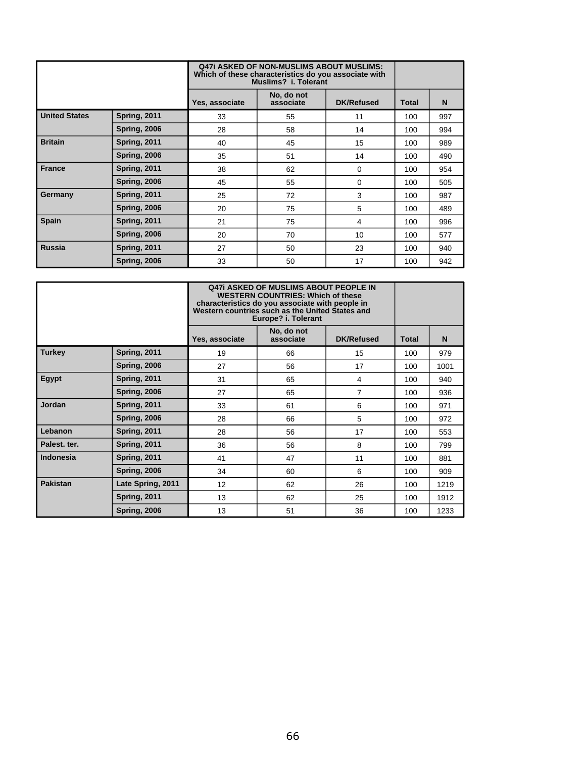| | | Q47i ASKED OF NON-MUSLIMS ABOUT MUSLIMS: Which of these characteristics do you associate with Muslims? i. Tolerant | | | | |
|---|---|---|---|---|---|---|
| | | Yes, associate | No, do not associate | DK/Refused | Total | N |
| United States | Spring, 2011 | 33 | 55 | 11 | 100 | 997 |
| | Spring, 2006 | 28 | 58 | 14 | 100 | 994 |
| Britain | Spring, 2011 | 40 | 45 | 15 | 100 | 989 |
| | Spring, 2006 | 35 | 51 | 14 | 100 | 490 |
| France | Spring, 2011 | 38 | 62 | 0 | 100 | 954 |
| | Spring, 2006 | 45 | 55 | 0 | 100 | 505 |
| Germany | Spring, 2011 | 25 | 72 | 3 | 100 | 987 |
| | Spring, 2006 | 20 | 75 | 5 | 100 | 489 |
| Spain | Spring, 2011 | 21 | 75 | 4 | 100 | 996 |
| | Spring, 2006 | 20 | 70 | 10 | 100 | 577 |
| Russia | Spring, 2011 | 27 | 50 | 23 | 100 | 940 |
| | Spring, 2006 | 33 | 50 | 17 | 100 | 942 |

| | | Q47i ASKED OF MUSLIMS ABOUT PEOPLE IN WESTERN COUNTRIES: Which of these characteristics do you associate with people in Western countries such as the United States and Europe? i. Tolerant | | | | |
|---|---|---|---|---|---|---|
| | | Yes, associate | No, do not associate | DK/Refused | Total | N |
| Turkey | Spring, 2011 | 19 | 66 | 15 | 100 | 979 |
| | Spring, 2006 | 27 | 56 | 17 | 100 | 1001 |
| Egypt | Spring, 2011 | 31 | 65 | 4 | 100 | 940 |
| | Spring, 2006 | 27 | 65 | 7 | 100 | 936 |
| Jordan | Spring, 2011 | 33 | 61 | 6 | 100 | 971 |
| | Spring, 2006 | 28 | 66 | 5 | 100 | 972 |
| Lebanon | Spring, 2011 | 28 | 56 | 17 | 100 | 553 |
| Palest. ter. | Spring, 2011 | 36 | 56 | 8 | 100 | 799 |
| Indonesia | Spring, 2011 | 41 | 47 | 11 | 100 | 881 |
| | Spring, 2006 | 34 | 60 | 6 | 100 | 909 |
| Pakistan | Late Spring, 2011 | 12 | 62 | 26 | 100 | 1219 |
| | Spring, 2011 | 13 | 62 | 25 | 100 | 1912 |
| | Spring, 2006 | 13 | 51 | 36 | 100 | 1233 |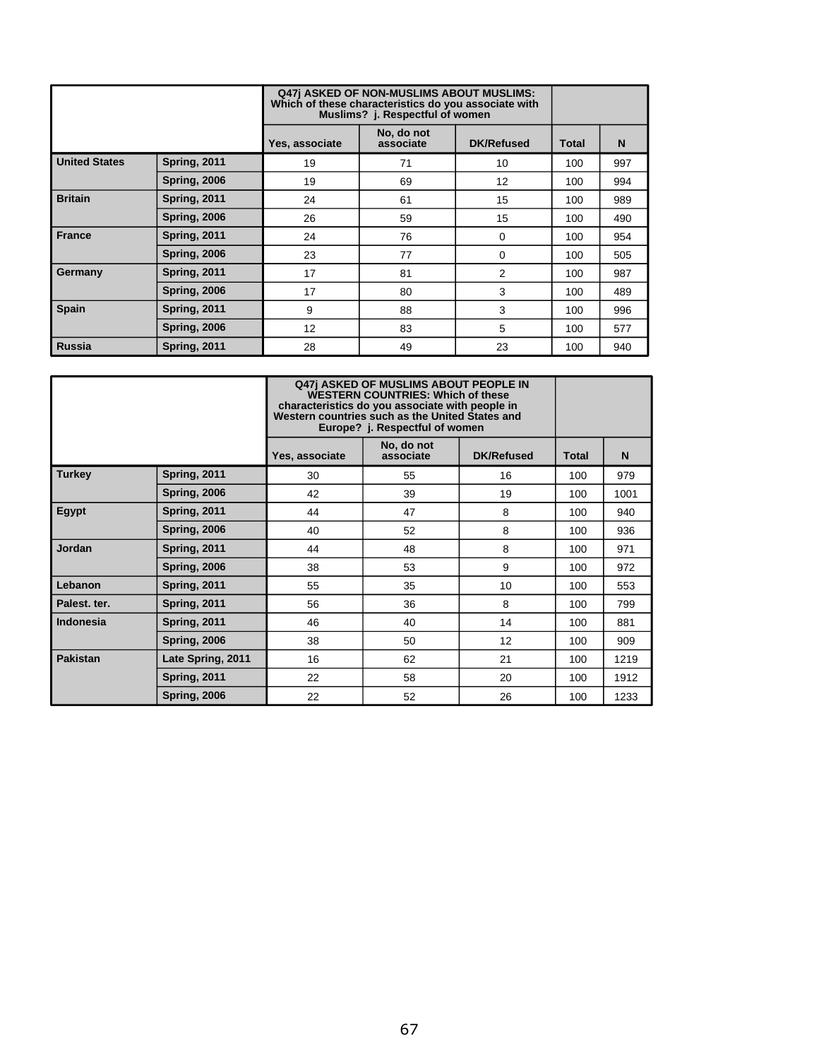| | | Q47j ASKED OF NON-MUSLIMS ABOUT MUSLIMS: Which of these characteristics do you associate with Muslims? j. Respectful of women | | | | |
|---|---|---|---|---|---|---|
| | | Yes, associate | No, do not associate | DK/Refused | Total | N |
| United States | Spring, 2011 | 19 | 71 | 10 | 100 | 997 |
| | Spring, 2006 | 19 | 69 | 12 | 100 | 994 |
| Britain | Spring, 2011 | 24 | 61 | 15 | 100 | 989 |
| | Spring, 2006 | 26 | 59 | 15 | 100 | 490 |
| France | Spring, 2011 | 24 | 76 | 0 | 100 | 954 |
| | Spring, 2006 | 23 | 77 | 0 | 100 | 505 |
| Germany | Spring, 2011 | 17 | 81 | 2 | 100 | 987 |
| | Spring, 2006 | 17 | 80 | 3 | 100 | 489 |
| Spain | Spring, 2011 | 9 | 88 | 3 | 100 | 996 |
| | Spring, 2006 | 12 | 83 | 5 | 100 | 577 |
| Russia | Spring, 2011 | 28 | 49 | 23 | 100 | 940 |

| | | Q47j ASKED OF MUSLIMS ABOUT PEOPLE IN WESTERN COUNTRIES: Which of these characteristics do you associate with people in Western countries such as the United States and Europe? j. Respectful of women | | | | |
|---|---|---|---|---|---|---|
| | | Yes, associate | No, do not associate | DK/Refused | Total | N |
| Turkey | Spring, 2011 | 30 | 55 | 16 | 100 | 979 |
| | Spring, 2006 | 42 | 39 | 19 | 100 | 1001 |
| Egypt | Spring, 2011 | 44 | 47 | 8 | 100 | 940 |
| | Spring, 2006 | 40 | 52 | 8 | 100 | 936 |
| Jordan | Spring, 2011 | 44 | 48 | 8 | 100 | 971 |
| | Spring, 2006 | 38 | 53 | 9 | 100 | 972 |
| Lebanon | Spring, 2011 | 55 | 35 | 10 | 100 | 553 |
| Palest. ter. | Spring, 2011 | 56 | 36 | 8 | 100 | 799 |
| Indonesia | Spring, 2011 | 46 | 40 | 14 | 100 | 881 |
| | Spring, 2006 | 38 | 50 | 12 | 100 | 909 |
| Pakistan | Late Spring, 2011 | 16 | 62 | 21 | 100 | 1219 |
| | Spring, 2011 | 22 | 58 | 20 | 100 | 1912 |
| | Spring, 2006 | 22 | 52 | 26 | 100 | 1233 |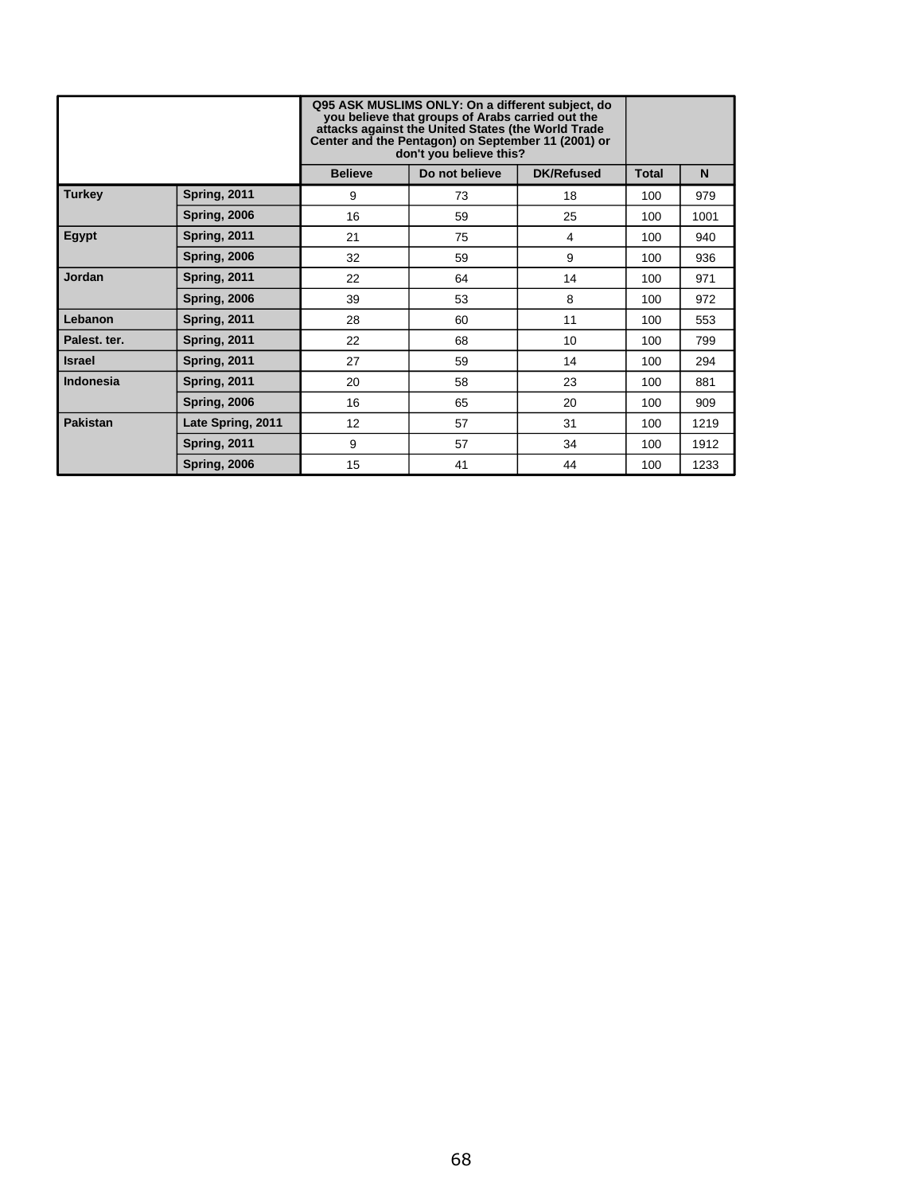| | | Q95 ASK MUSLIMS ONLY: On a different subject, do you believe that groups of Arabs carried out the attacks against the United States (the World Trade Center and the Pentagon) on September 11 (2001) or don't you believe this? | | | | |
|---|---|---|---|---|---|---|
| | | Believe | Do not believe | DK/Refused | Total | N |
| Turkey | Spring, 2011 | 9 | 73 | 18 | 100 | 979 |
| | Spring, 2006 | 16 | 59 | 25 | 100 | 1001 |
| Egypt | Spring, 2011 | 21 | 75 | 4 | 100 | 940 |
| | Spring, 2006 | 32 | 59 | 9 | 100 | 936 |
| Jordan | Spring, 2011 | 22 | 64 | 14 | 100 | 971 |
| | Spring, 2006 | 39 | 53 | 8 | 100 | 972 |
| Lebanon | Spring, 2011 | 28 | 60 | 11 | 100 | 553 |
| Palest. ter. | Spring, 2011 | 22 | 68 | 10 | 100 | 799 |
| Israel | Spring, 2011 | 27 | 59 | 14 | 100 | 294 |
| Indonesia | Spring, 2011 | 20 | 58 | 23 | 100 | 881 |
| | Spring, 2006 | 16 | 65 | 20 | 100 | 909 |
| Pakistan | Late Spring, 2011 | 12 | 57 | 31 | 100 | 1219 |
| | Spring, 2011 | 9 | 57 | 34 | 100 | 1912 |
| | Spring, 2006 | 15 | 41 | 44 | 100 | 1233 |